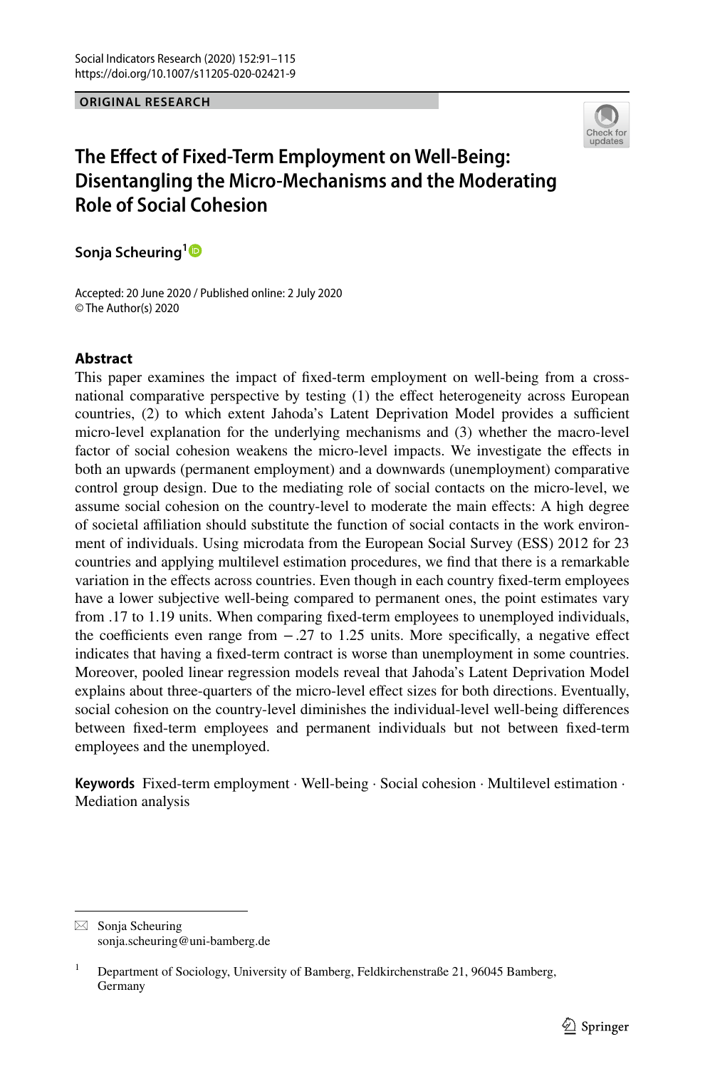**ORIGINAL RESEARCH**

# The Effect of Fixed-Term Employment on Well-Being: Disentangling the Micro-Mechanisms and the Moderating Role of Social Cohesion

**Sonja Scheuring**[1]

Accepted: 20 June 2020 / Published online: 2 July 2020
© The Author(s) 2020

## Abstract

This paper examines the impact of fixed-term employment on well-being from a cross-national comparative perspective by testing (1) the effect heterogeneity across European countries, (2) to which extent Jahoda's Latent Deprivation Model provides a sufficient micro-level explanation for the underlying mechanisms and (3) whether the macro-level factor of social cohesion weakens the micro-level impacts. We investigate the effects in both an upwards (permanent employment) and a downwards (unemployment) comparative control group design. Due to the mediating role of social contacts on the micro-level, we assume social cohesion on the country-level to moderate the main effects: A high degree of societal affiliation should substitute the function of social contacts in the work environment of individuals. Using microdata from the European Social Survey (ESS) 2012 for 23 countries and applying multilevel estimation procedures, we find that there is a remarkable variation in the effects across countries. Even though in each country fixed-term employees have a lower subjective well-being compared to permanent ones, the point estimates vary from .17 to 1.19 units. When comparing fixed-term employees to unemployed individuals, the coefficients even range from −.27 to 1.25 units. More specifically, a negative effect indicates that having a fixed-term contract is worse than unemployment in some countries. Moreover, pooled linear regression models reveal that Jahoda's Latent Deprivation Model explains about three-quarters of the micro-level effect sizes for both directions. Eventually, social cohesion on the country-level diminishes the individual-level well-being differences between fixed-term employees and permanent individuals but not between fixed-term employees and the unemployed.

**Keywords** Fixed-term employment · Well-being · Social cohesion · Multilevel estimation · Mediation analysis

---

✉ Sonja Scheuring
sonja.scheuring@uni-bamberg.de

[1] Department of Sociology, University of Bamberg, Feldkirchenstraße 21, 96045 Bamberg, Germany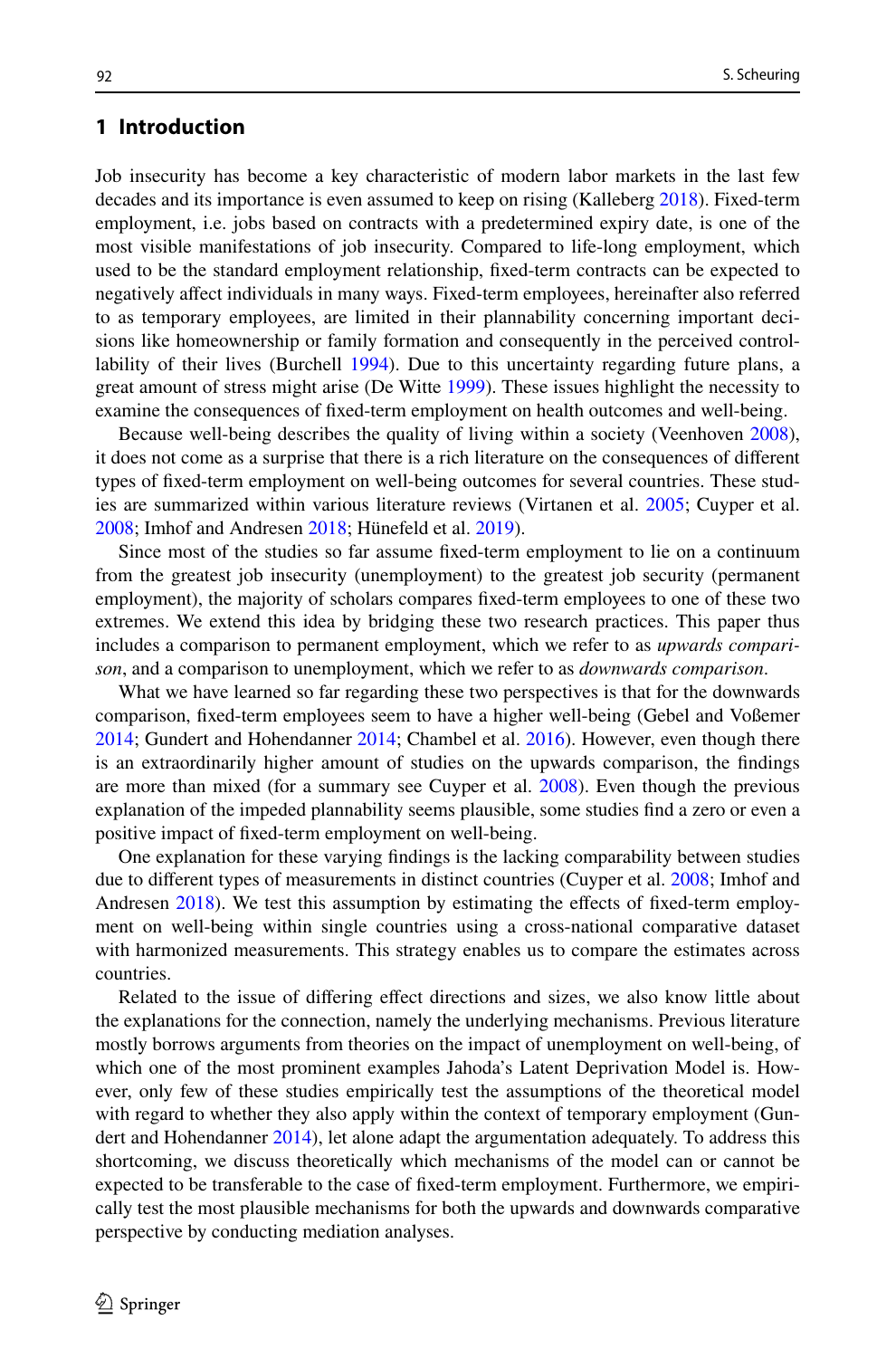## 1 Introduction

Job insecurity has become a key characteristic of modern labor markets in the last few decades and its importance is even assumed to keep on rising (Kalleberg 2018). Fixed-term employment, i.e. jobs based on contracts with a predetermined expiry date, is one of the most visible manifestations of job insecurity. Compared to life-long employment, which used to be the standard employment relationship, fixed-term contracts can be expected to negatively affect individuals in many ways. Fixed-term employees, hereinafter also referred to as temporary employees, are limited in their plannability concerning important decisions like homeownership or family formation and consequently in the perceived controllability of their lives (Burchell 1994). Due to this uncertainty regarding future plans, a great amount of stress might arise (De Witte 1999). These issues highlight the necessity to examine the consequences of fixed-term employment on health outcomes and well-being.

Because well-being describes the quality of living within a society (Veenhoven 2008), it does not come as a surprise that there is a rich literature on the consequences of different types of fixed-term employment on well-being outcomes for several countries. These studies are summarized within various literature reviews (Virtanen et al. 2005; Cuyper et al. 2008; Imhof and Andresen 2018; Hünefeld et al. 2019).

Since most of the studies so far assume fixed-term employment to lie on a continuum from the greatest job insecurity (unemployment) to the greatest job security (permanent employment), the majority of scholars compares fixed-term employees to one of these two extremes. We extend this idea by bridging these two research practices. This paper thus includes a comparison to permanent employment, which we refer to as *upwards comparison*, and a comparison to unemployment, which we refer to as *downwards comparison*.

What we have learned so far regarding these two perspectives is that for the downwards comparison, fixed-term employees seem to have a higher well-being (Gebel and Voßemer 2014; Gundert and Hohendanner 2014; Chambel et al. 2016). However, even though there is an extraordinarily higher amount of studies on the upwards comparison, the findings are more than mixed (for a summary see Cuyper et al. 2008). Even though the previous explanation of the impeded plannability seems plausible, some studies find a zero or even a positive impact of fixed-term employment on well-being.

One explanation for these varying findings is the lacking comparability between studies due to different types of measurements in distinct countries (Cuyper et al. 2008; Imhof and Andresen 2018). We test this assumption by estimating the effects of fixed-term employment on well-being within single countries using a cross-national comparative dataset with harmonized measurements. This strategy enables us to compare the estimates across countries.

Related to the issue of differing effect directions and sizes, we also know little about the explanations for the connection, namely the underlying mechanisms. Previous literature mostly borrows arguments from theories on the impact of unemployment on well-being, of which one of the most prominent examples Jahoda's Latent Deprivation Model is. However, only few of these studies empirically test the assumptions of the theoretical model with regard to whether they also apply within the context of temporary employment (Gundert and Hohendanner 2014), let alone adapt the argumentation adequately. To address this shortcoming, we discuss theoretically which mechanisms of the model can or cannot be expected to be transferable to the case of fixed-term employment. Furthermore, we empirically test the most plausible mechanisms for both the upwards and downwards comparative perspective by conducting mediation analyses.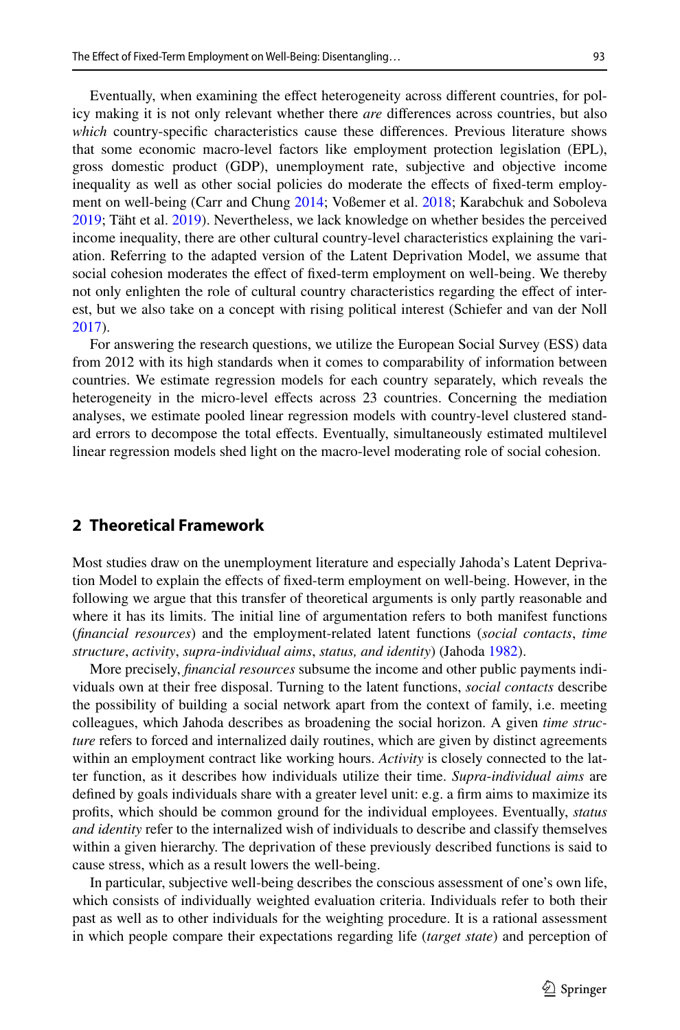Eventually, when examining the effect heterogeneity across different countries, for policy making it is not only relevant whether there *are* differences across countries, but also *which* country-specific characteristics cause these differences. Previous literature shows that some economic macro-level factors like employment protection legislation (EPL), gross domestic product (GDP), unemployment rate, subjective and objective income inequality as well as other social policies do moderate the effects of fixed-term employment on well-being (Carr and Chung 2014; Voßemer et al. 2018; Karabchuk and Soboleva 2019; Täht et al. 2019). Nevertheless, we lack knowledge on whether besides the perceived income inequality, there are other cultural country-level characteristics explaining the variation. Referring to the adapted version of the Latent Deprivation Model, we assume that social cohesion moderates the effect of fixed-term employment on well-being. We thereby not only enlighten the role of cultural country characteristics regarding the effect of interest, but we also take on a concept with rising political interest (Schiefer and van der Noll 2017).

For answering the research questions, we utilize the European Social Survey (ESS) data from 2012 with its high standards when it comes to comparability of information between countries. We estimate regression models for each country separately, which reveals the heterogeneity in the micro-level effects across 23 countries. Concerning the mediation analyses, we estimate pooled linear regression models with country-level clustered standard errors to decompose the total effects. Eventually, simultaneously estimated multilevel linear regression models shed light on the macro-level moderating role of social cohesion.

## 2 Theoretical Framework

Most studies draw on the unemployment literature and especially Jahoda's Latent Deprivation Model to explain the effects of fixed-term employment on well-being. However, in the following we argue that this transfer of theoretical arguments is only partly reasonable and where it has its limits. The initial line of argumentation refers to both manifest functions (*financial resources*) and the employment-related latent functions (*social contacts*, *time structure*, *activity*, *supra-individual aims*, *status, and identity*) (Jahoda 1982).

More precisely, *financial resources* subsume the income and other public payments individuals own at their free disposal. Turning to the latent functions, *social contacts* describe the possibility of building a social network apart from the context of family, i.e. meeting colleagues, which Jahoda describes as broadening the social horizon. A given *time structure* refers to forced and internalized daily routines, which are given by distinct agreements within an employment contract like working hours. *Activity* is closely connected to the latter function, as it describes how individuals utilize their time. *Supra-individual aims* are defined by goals individuals share with a greater level unit: e.g. a firm aims to maximize its profits, which should be common ground for the individual employees. Eventually, *status and identity* refer to the internalized wish of individuals to describe and classify themselves within a given hierarchy. The deprivation of these previously described functions is said to cause stress, which as a result lowers the well-being.

In particular, subjective well-being describes the conscious assessment of one's own life, which consists of individually weighted evaluation criteria. Individuals refer to both their past as well as to other individuals for the weighting procedure. It is a rational assessment in which people compare their expectations regarding life (*target state*) and perception of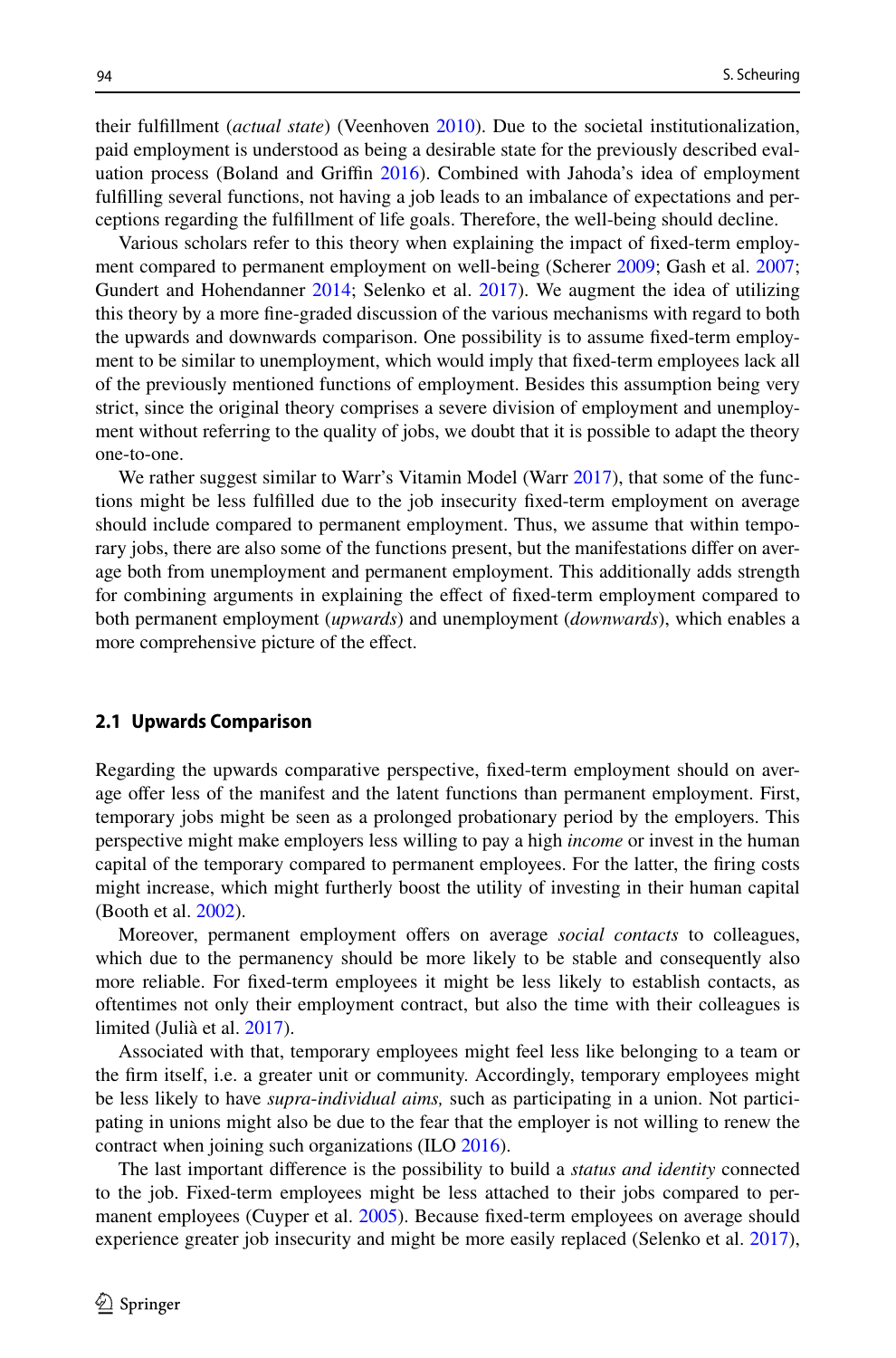their fulfillment (*actual state*) (Veenhoven 2010). Due to the societal institutionalization, paid employment is understood as being a desirable state for the previously described evaluation process (Boland and Griffin 2016). Combined with Jahoda's idea of employment fulfilling several functions, not having a job leads to an imbalance of expectations and perceptions regarding the fulfillment of life goals. Therefore, the well-being should decline.

Various scholars refer to this theory when explaining the impact of fixed-term employment compared to permanent employment on well-being (Scherer 2009; Gash et al. 2007; Gundert and Hohendanner 2014; Selenko et al. 2017). We augment the idea of utilizing this theory by a more fine-graded discussion of the various mechanisms with regard to both the upwards and downwards comparison. One possibility is to assume fixed-term employment to be similar to unemployment, which would imply that fixed-term employees lack all of the previously mentioned functions of employment. Besides this assumption being very strict, since the original theory comprises a severe division of employment and unemployment without referring to the quality of jobs, we doubt that it is possible to adapt the theory one-to-one.

We rather suggest similar to Warr's Vitamin Model (Warr 2017), that some of the functions might be less fulfilled due to the job insecurity fixed-term employment on average should include compared to permanent employment. Thus, we assume that within temporary jobs, there are also some of the functions present, but the manifestations differ on average both from unemployment and permanent employment. This additionally adds strength for combining arguments in explaining the effect of fixed-term employment compared to both permanent employment (*upwards*) and unemployment (*downwards*), which enables a more comprehensive picture of the effect.

## 2.1 Upwards Comparison

Regarding the upwards comparative perspective, fixed-term employment should on average offer less of the manifest and the latent functions than permanent employment. First, temporary jobs might be seen as a prolonged probationary period by the employers. This perspective might make employers less willing to pay a high *income* or invest in the human capital of the temporary compared to permanent employees. For the latter, the firing costs might increase, which might furtherly boost the utility of investing in their human capital (Booth et al. 2002).

Moreover, permanent employment offers on average *social contacts* to colleagues, which due to the permanency should be more likely to be stable and consequently also more reliable. For fixed-term employees it might be less likely to establish contacts, as oftentimes not only their employment contract, but also the time with their colleagues is limited (Julià et al. 2017).

Associated with that, temporary employees might feel less like belonging to a team or the firm itself, i.e. a greater unit or community. Accordingly, temporary employees might be less likely to have *supra-individual aims,* such as participating in a union. Not participating in unions might also be due to the fear that the employer is not willing to renew the contract when joining such organizations (ILO 2016).

The last important difference is the possibility to build a *status and identity* connected to the job. Fixed-term employees might be less attached to their jobs compared to permanent employees (Cuyper et al. 2005). Because fixed-term employees on average should experience greater job insecurity and might be more easily replaced (Selenko et al. 2017),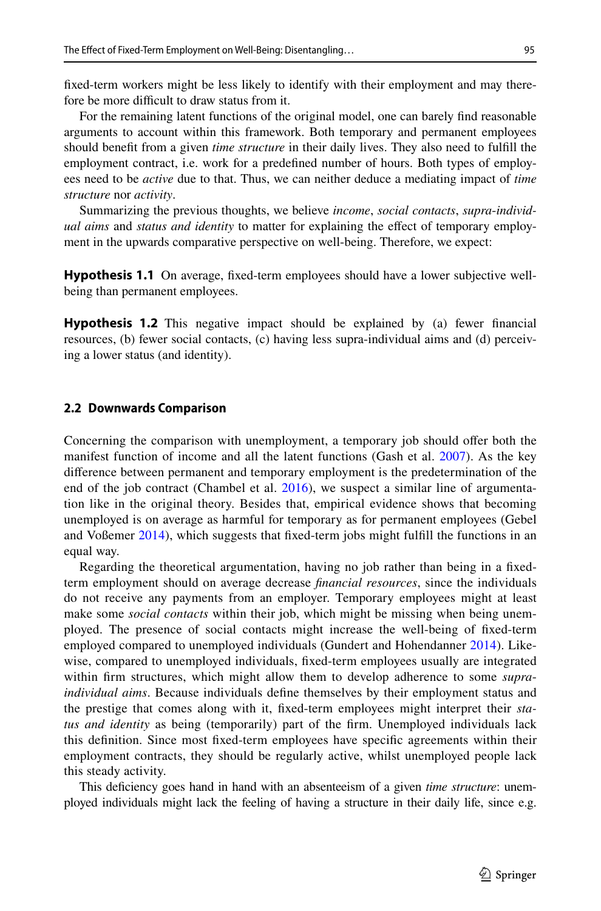fixed-term workers might be less likely to identify with their employment and may therefore be more difficult to draw status from it.

For the remaining latent functions of the original model, one can barely find reasonable arguments to account within this framework. Both temporary and permanent employees should benefit from a given *time structure* in their daily lives. They also need to fulfill the employment contract, i.e. work for a predefined number of hours. Both types of employees need to be *active* due to that. Thus, we can neither deduce a mediating impact of *time structure* nor *activity*.

Summarizing the previous thoughts, we believe *income*, *social contacts*, *supra-individual aims* and *status and identity* to matter for explaining the effect of temporary employment in the upwards comparative perspective on well-being. Therefore, we expect:

**Hypothesis 1.1** On average, fixed-term employees should have a lower subjective well-being than permanent employees.

**Hypothesis 1.2** This negative impact should be explained by (a) fewer financial resources, (b) fewer social contacts, (c) having less supra-individual aims and (d) perceiving a lower status (and identity).

### 2.2 Downwards Comparison

Concerning the comparison with unemployment, a temporary job should offer both the manifest function of income and all the latent functions (Gash et al. 2007). As the key difference between permanent and temporary employment is the predetermination of the end of the job contract (Chambel et al. 2016), we suspect a similar line of argumentation like in the original theory. Besides that, empirical evidence shows that becoming unemployed is on average as harmful for temporary as for permanent employees (Gebel and Voßemer 2014), which suggests that fixed-term jobs might fulfill the functions in an equal way.

Regarding the theoretical argumentation, having no job rather than being in a fixed-term employment should on average decrease *financial resources*, since the individuals do not receive any payments from an employer. Temporary employees might at least make some *social contacts* within their job, which might be missing when being unemployed. The presence of social contacts might increase the well-being of fixed-term employed compared to unemployed individuals (Gundert and Hohendanner 2014). Likewise, compared to unemployed individuals, fixed-term employees usually are integrated within firm structures, which might allow them to develop adherence to some *supra-individual aims*. Because individuals define themselves by their employment status and the prestige that comes along with it, fixed-term employees might interpret their *status and identity* as being (temporarily) part of the firm. Unemployed individuals lack this definition. Since most fixed-term employees have specific agreements within their employment contracts, they should be regularly active, whilst unemployed people lack this steady activity.

This deficiency goes hand in hand with an absenteeism of a given *time structure*: unemployed individuals might lack the feeling of having a structure in their daily life, since e.g.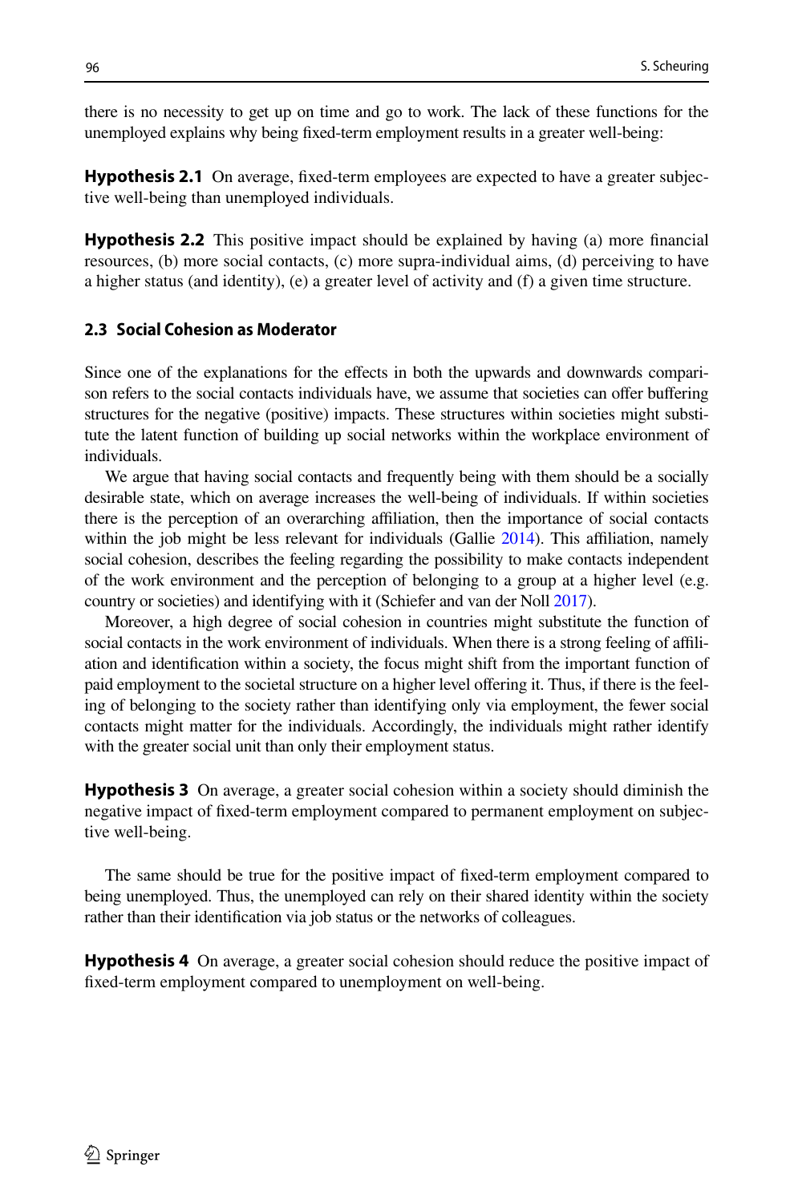there is no necessity to get up on time and go to work. The lack of these functions for the unemployed explains why being fixed-term employment results in a greater well-being:

**Hypothesis 2.1** On average, fixed-term employees are expected to have a greater subjective well-being than unemployed individuals.

**Hypothesis 2.2** This positive impact should be explained by having (a) more financial resources, (b) more social contacts, (c) more supra-individual aims, (d) perceiving to have a higher status (and identity), (e) a greater level of activity and (f) a given time structure.

### 2.3 Social Cohesion as Moderator

Since one of the explanations for the effects in both the upwards and downwards comparison refers to the social contacts individuals have, we assume that societies can offer buffering structures for the negative (positive) impacts. These structures within societies might substitute the latent function of building up social networks within the workplace environment of individuals.

We argue that having social contacts and frequently being with them should be a socially desirable state, which on average increases the well-being of individuals. If within societies there is the perception of an overarching affiliation, then the importance of social contacts within the job might be less relevant for individuals (Gallie 2014). This affiliation, namely social cohesion, describes the feeling regarding the possibility to make contacts independent of the work environment and the perception of belonging to a group at a higher level (e.g. country or societies) and identifying with it (Schiefer and van der Noll 2017).

Moreover, a high degree of social cohesion in countries might substitute the function of social contacts in the work environment of individuals. When there is a strong feeling of affiliation and identification within a society, the focus might shift from the important function of paid employment to the societal structure on a higher level offering it. Thus, if there is the feeling of belonging to the society rather than identifying only via employment, the fewer social contacts might matter for the individuals. Accordingly, the individuals might rather identify with the greater social unit than only their employment status.

**Hypothesis 3** On average, a greater social cohesion within a society should diminish the negative impact of fixed-term employment compared to permanent employment on subjective well-being.

The same should be true for the positive impact of fixed-term employment compared to being unemployed. Thus, the unemployed can rely on their shared identity within the society rather than their identification via job status or the networks of colleagues.

**Hypothesis 4** On average, a greater social cohesion should reduce the positive impact of fixed-term employment compared to unemployment on well-being.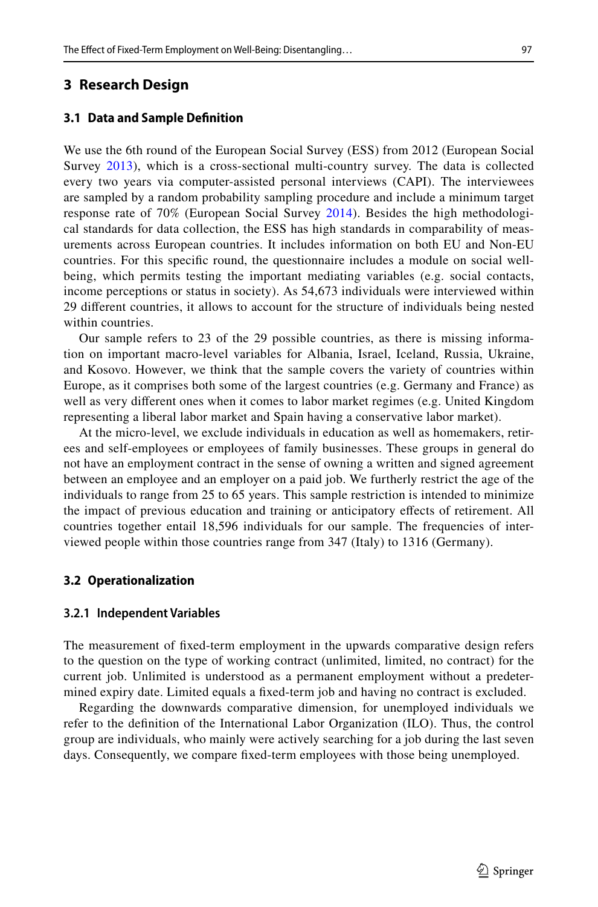## 3 Research Design

### 3.1 Data and Sample Definition

We use the 6th round of the European Social Survey (ESS) from 2012 (European Social Survey 2013), which is a cross-sectional multi-country survey. The data is collected every two years via computer-assisted personal interviews (CAPI). The interviewees are sampled by a random probability sampling procedure and include a minimum target response rate of 70% (European Social Survey 2014). Besides the high methodological standards for data collection, the ESS has high standards in comparability of measurements across European countries. It includes information on both EU and Non-EU countries. For this specific round, the questionnaire includes a module on social well-being, which permits testing the important mediating variables (e.g. social contacts, income perceptions or status in society). As 54,673 individuals were interviewed within 29 different countries, it allows to account for the structure of individuals being nested within countries.

Our sample refers to 23 of the 29 possible countries, as there is missing information on important macro-level variables for Albania, Israel, Iceland, Russia, Ukraine, and Kosovo. However, we think that the sample covers the variety of countries within Europe, as it comprises both some of the largest countries (e.g. Germany and France) as well as very different ones when it comes to labor market regimes (e.g. United Kingdom representing a liberal labor market and Spain having a conservative labor market).

At the micro-level, we exclude individuals in education as well as homemakers, retirees and self-employees or employees of family businesses. These groups in general do not have an employment contract in the sense of owning a written and signed agreement between an employee and an employer on a paid job. We furtherly restrict the age of the individuals to range from 25 to 65 years. This sample restriction is intended to minimize the impact of previous education and training or anticipatory effects of retirement. All countries together entail 18,596 individuals for our sample. The frequencies of interviewed people within those countries range from 347 (Italy) to 1316 (Germany).

### 3.2 Operationalization

#### 3.2.1 Independent Variables

The measurement of fixed-term employment in the upwards comparative design refers to the question on the type of working contract (unlimited, limited, no contract) for the current job. Unlimited is understood as a permanent employment without a predetermined expiry date. Limited equals a fixed-term job and having no contract is excluded.

Regarding the downwards comparative dimension, for unemployed individuals we refer to the definition of the International Labor Organization (ILO). Thus, the control group are individuals, who mainly were actively searching for a job during the last seven days. Consequently, we compare fixed-term employees with those being unemployed.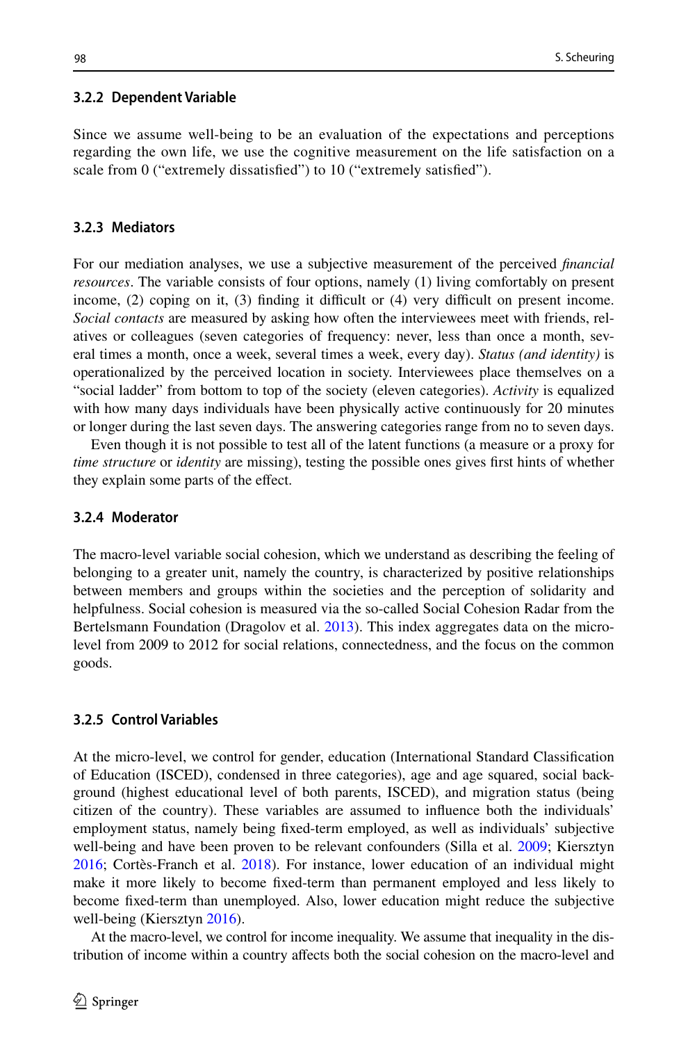### 3.2.2 Dependent Variable

Since we assume well-being to be an evaluation of the expectations and perceptions regarding the own life, we use the cognitive measurement on the life satisfaction on a scale from 0 ("extremely dissatisfied") to 10 ("extremely satisfied").

### 3.2.3 Mediators

For our mediation analyses, we use a subjective measurement of the perceived *financial resources*. The variable consists of four options, namely (1) living comfortably on present income, (2) coping on it, (3) finding it difficult or (4) very difficult on present income. *Social contacts* are measured by asking how often the interviewees meet with friends, relatives or colleagues (seven categories of frequency: never, less than once a month, several times a month, once a week, several times a week, every day). *Status (and identity)* is operationalized by the perceived location in society. Interviewees place themselves on a "social ladder" from bottom to top of the society (eleven categories). *Activity* is equalized with how many days individuals have been physically active continuously for 20 minutes or longer during the last seven days. The answering categories range from no to seven days.

Even though it is not possible to test all of the latent functions (a measure or a proxy for *time structure* or *identity* are missing), testing the possible ones gives first hints of whether they explain some parts of the effect.

### 3.2.4 Moderator

The macro-level variable social cohesion, which we understand as describing the feeling of belonging to a greater unit, namely the country, is characterized by positive relationships between members and groups within the societies and the perception of solidarity and helpfulness. Social cohesion is measured via the so-called Social Cohesion Radar from the Bertelsmann Foundation (Dragolov et al. 2013). This index aggregates data on the micro-level from 2009 to 2012 for social relations, connectedness, and the focus on the common goods.

### 3.2.5 Control Variables

At the micro-level, we control for gender, education (International Standard Classification of Education (ISCED), condensed in three categories), age and age squared, social background (highest educational level of both parents, ISCED), and migration status (being citizen of the country). These variables are assumed to influence both the individuals' employment status, namely being fixed-term employed, as well as individuals' subjective well-being and have been proven to be relevant confounders (Silla et al. 2009; Kiersztyn 2016; Cortès-Franch et al. 2018). For instance, lower education of an individual might make it more likely to become fixed-term than permanent employed and less likely to become fixed-term than unemployed. Also, lower education might reduce the subjective well-being (Kiersztyn 2016).

At the macro-level, we control for income inequality. We assume that inequality in the distribution of income within a country affects both the social cohesion on the macro-level and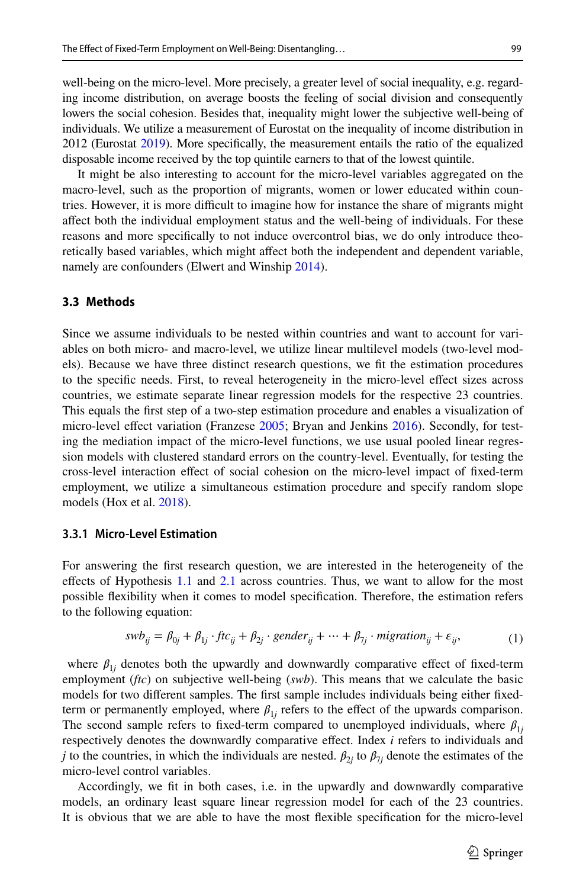well-being on the micro-level. More precisely, a greater level of social inequality, e.g. regarding income distribution, on average boosts the feeling of social division and consequently lowers the social cohesion. Besides that, inequality might lower the subjective well-being of individuals. We utilize a measurement of Eurostat on the inequality of income distribution in 2012 (Eurostat 2019). More specifically, the measurement entails the ratio of the equalized disposable income received by the top quintile earners to that of the lowest quintile.

It might be also interesting to account for the micro-level variables aggregated on the macro-level, such as the proportion of migrants, women or lower educated within countries. However, it is more difficult to imagine how for instance the share of migrants might affect both the individual employment status and the well-being of individuals. For these reasons and more specifically to not induce overcontrol bias, we do only introduce theoretically based variables, which might affect both the independent and dependent variable, namely are confounders (Elwert and Winship 2014).

### 3.3 Methods

Since we assume individuals to be nested within countries and want to account for variables on both micro- and macro-level, we utilize linear multilevel models (two-level models). Because we have three distinct research questions, we fit the estimation procedures to the specific needs. First, to reveal heterogeneity in the micro-level effect sizes across countries, we estimate separate linear regression models for the respective 23 countries. This equals the first step of a two-step estimation procedure and enables a visualization of micro-level effect variation (Franzese 2005; Bryan and Jenkins 2016). Secondly, for testing the mediation impact of the micro-level functions, we use usual pooled linear regression models with clustered standard errors on the country-level. Eventually, for testing the cross-level interaction effect of social cohesion on the micro-level impact of fixed-term employment, we utilize a simultaneous estimation procedure and specify random slope models (Hox et al. 2018).

#### 3.3.1 Micro-Level Estimation

For answering the first research question, we are interested in the heterogeneity of the effects of Hypothesis 1.1 and 2.1 across countries. Thus, we want to allow for the most possible flexibility when it comes to model specification. Therefore, the estimation refers to the following equation:

$$swb_{ij} = \beta_{0j} + \beta_{1j} \cdot ftc_{ij} + \beta_{2j} \cdot gender_{ij} + \cdots + \beta_{7j} \cdot migration_{ij} + \varepsilon_{ij}, \tag{1}$$

where $\beta_{1j}$ denotes both the upwardly and downwardly comparative effect of fixed-term employment (*ftc*) on subjective well-being (*swb*). This means that we calculate the basic models for two different samples. The first sample includes individuals being either fixed-term or permanently employed, where $\beta_{1j}$ refers to the effect of the upwards comparison. The second sample refers to fixed-term compared to unemployed individuals, where $\beta_{1j}$ respectively denotes the downwardly comparative effect. Index *i* refers to individuals and *j* to the countries, in which the individuals are nested. $\beta_{2j}$ to $\beta_{7j}$ denote the estimates of the micro-level control variables.

Accordingly, we fit in both cases, i.e. in the upwardly and downwardly comparative models, an ordinary least square linear regression model for each of the 23 countries. It is obvious that we are able to have the most flexible specification for the micro-level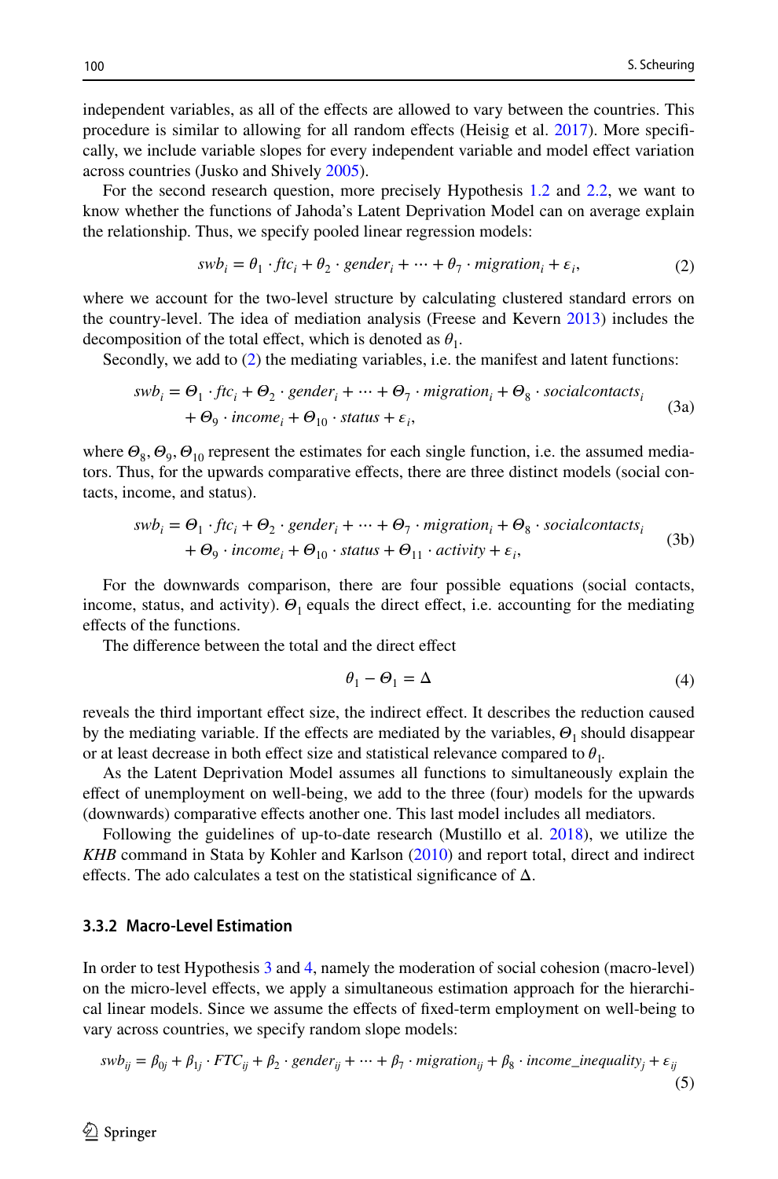independent variables, as all of the effects are allowed to vary between the countries. This procedure is similar to allowing for all random effects (Heisig et al. 2017). More specifically, we include variable slopes for every independent variable and model effect variation across countries (Jusko and Shively 2005).

For the second research question, more precisely Hypothesis 1.2 and 2.2, we want to know whether the functions of Jahoda's Latent Deprivation Model can on average explain the relationship. Thus, we specify pooled linear regression models:

$$swb_i = \theta_1 \cdot ftc_i + \theta_2 \cdot gender_i + \cdots + \theta_7 \cdot migration_i + \varepsilon_i, \tag{2}$$

where we account for the two-level structure by calculating clustered standard errors on the country-level. The idea of mediation analysis (Freese and Kevern 2013) includes the decomposition of the total effect, which is denoted as $\theta_1$.

Secondly, we add to (2) the mediating variables, i.e. the manifest and latent functions:

$$\begin{aligned} swb_i = \Theta_1 \cdot ftc_i + \Theta_2 \cdot gender_i + \cdots + \Theta_7 \cdot migration_i + \Theta_8 \cdot socialcontacts_i \\ + \Theta_9 \cdot income_i + \Theta_{10} \cdot status + \varepsilon_i, \end{aligned} \tag{3a}$$

where $\Theta_8, \Theta_9, \Theta_{10}$ represent the estimates for each single function, i.e. the assumed mediators. Thus, for the upwards comparative effects, there are three distinct models (social contacts, income, and status).

$$\begin{aligned} swb_i = \Theta_1 \cdot ftc_i + \Theta_2 \cdot gender_i + \cdots + \Theta_7 \cdot migration_i + \Theta_8 \cdot socialcontacts_i \\ + \Theta_9 \cdot income_i + \Theta_{10} \cdot status + \Theta_{11} \cdot activity + \varepsilon_i, \end{aligned} \tag{3b}$$

For the downwards comparison, there are four possible equations (social contacts, income, status, and activity). $\Theta_1$ equals the direct effect, i.e. accounting for the mediating effects of the functions.

The difference between the total and the direct effect

$$\theta_1 - \Theta_1 = \Delta \tag{4}$$

reveals the third important effect size, the indirect effect. It describes the reduction caused by the mediating variable. If the effects are mediated by the variables, $\Theta_1$ should disappear or at least decrease in both effect size and statistical relevance compared to $\theta_1$.

As the Latent Deprivation Model assumes all functions to simultaneously explain the effect of unemployment on well-being, we add to the three (four) models for the upwards (downwards) comparative effects another one. This last model includes all mediators.

Following the guidelines of up-to-date research (Mustillo et al. 2018), we utilize the *KHB* command in Stata by Kohler and Karlson (2010) and report total, direct and indirect effects. The ado calculates a test on the statistical significance of Δ.

### 3.3.2 Macro-Level Estimation

In order to test Hypothesis 3 and 4, namely the moderation of social cohesion (macro-level) on the micro-level effects, we apply a simultaneous estimation approach for the hierarchical linear models. Since we assume the effects of fixed-term employment on well-being to vary across countries, we specify random slope models:

$$swb_{ij} = \beta_{0j} + \beta_{1j} \cdot FTC_{ij} + \beta_2 \cdot gender_{ij} + \cdots + \beta_7 \cdot migration_{ij} + \beta_8 \cdot income\_inequality_j + \varepsilon_{ij} \tag{5}$$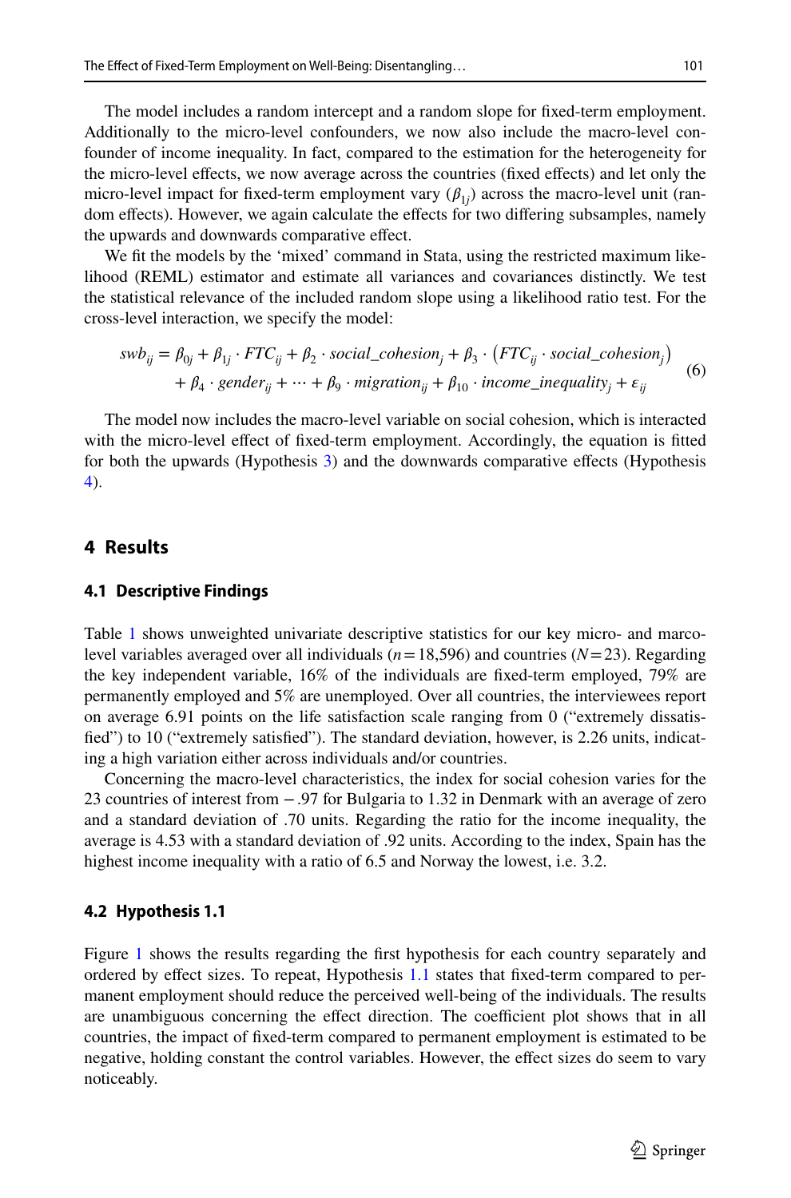The model includes a random intercept and a random slope for fixed-term employment. Additionally to the micro-level confounders, we now also include the macro-level confounder of income inequality. In fact, compared to the estimation for the heterogeneity for the micro-level effects, we now average across the countries (fixed effects) and let only the micro-level impact for fixed-term employment vary ($\beta_{1j}$) across the macro-level unit (random effects). However, we again calculate the effects for two differing subsamples, namely the upwards and downwards comparative effect.

We fit the models by the 'mixed' command in Stata, using the restricted maximum likelihood (REML) estimator and estimate all variances and covariances distinctly. We test the statistical relevance of the included random slope using a likelihood ratio test. For the cross-level interaction, we specify the model:

$$swb_{ij} = \beta_{0j} + \beta_{1j} \cdot FTC_{ij} + \beta_2 \cdot social\_cohesion_j + \beta_3 \cdot \left(FTC_{ij} \cdot social\_cohesion_j\right) + \beta_4 \cdot gender_{ij} + \cdots + \beta_9 \cdot migration_{ij} + \beta_{10} \cdot income\_inequality_j + \varepsilon_{ij} \tag{6}$$

The model now includes the macro-level variable on social cohesion, which is interacted with the micro-level effect of fixed-term employment. Accordingly, the equation is fitted for both the upwards (Hypothesis 3) and the downwards comparative effects (Hypothesis 4).

## 4 Results

### 4.1 Descriptive Findings

Table 1 shows unweighted univariate descriptive statistics for our key micro- and marco-level variables averaged over all individuals ($n = 18{,}596$) and countries ($N = 23$). Regarding the key independent variable, 16% of the individuals are fixed-term employed, 79% are permanently employed and 5% are unemployed. Over all countries, the interviewees report on average 6.91 points on the life satisfaction scale ranging from 0 ("extremely dissatisfied") to 10 ("extremely satisfied"). The standard deviation, however, is 2.26 units, indicating a high variation either across individuals and/or countries.

Concerning the macro-level characteristics, the index for social cohesion varies for the 23 countries of interest from −.97 for Bulgaria to 1.32 in Denmark with an average of zero and a standard deviation of .70 units. Regarding the ratio for the income inequality, the average is 4.53 with a standard deviation of .92 units. According to the index, Spain has the highest income inequality with a ratio of 6.5 and Norway the lowest, i.e. 3.2.

### 4.2 Hypothesis 1.1

Figure 1 shows the results regarding the first hypothesis for each country separately and ordered by effect sizes. To repeat, Hypothesis 1.1 states that fixed-term compared to permanent employment should reduce the perceived well-being of the individuals. The results are unambiguous concerning the effect direction. The coefficient plot shows that in all countries, the impact of fixed-term compared to permanent employment is estimated to be negative, holding constant the control variables. However, the effect sizes do seem to vary noticeably.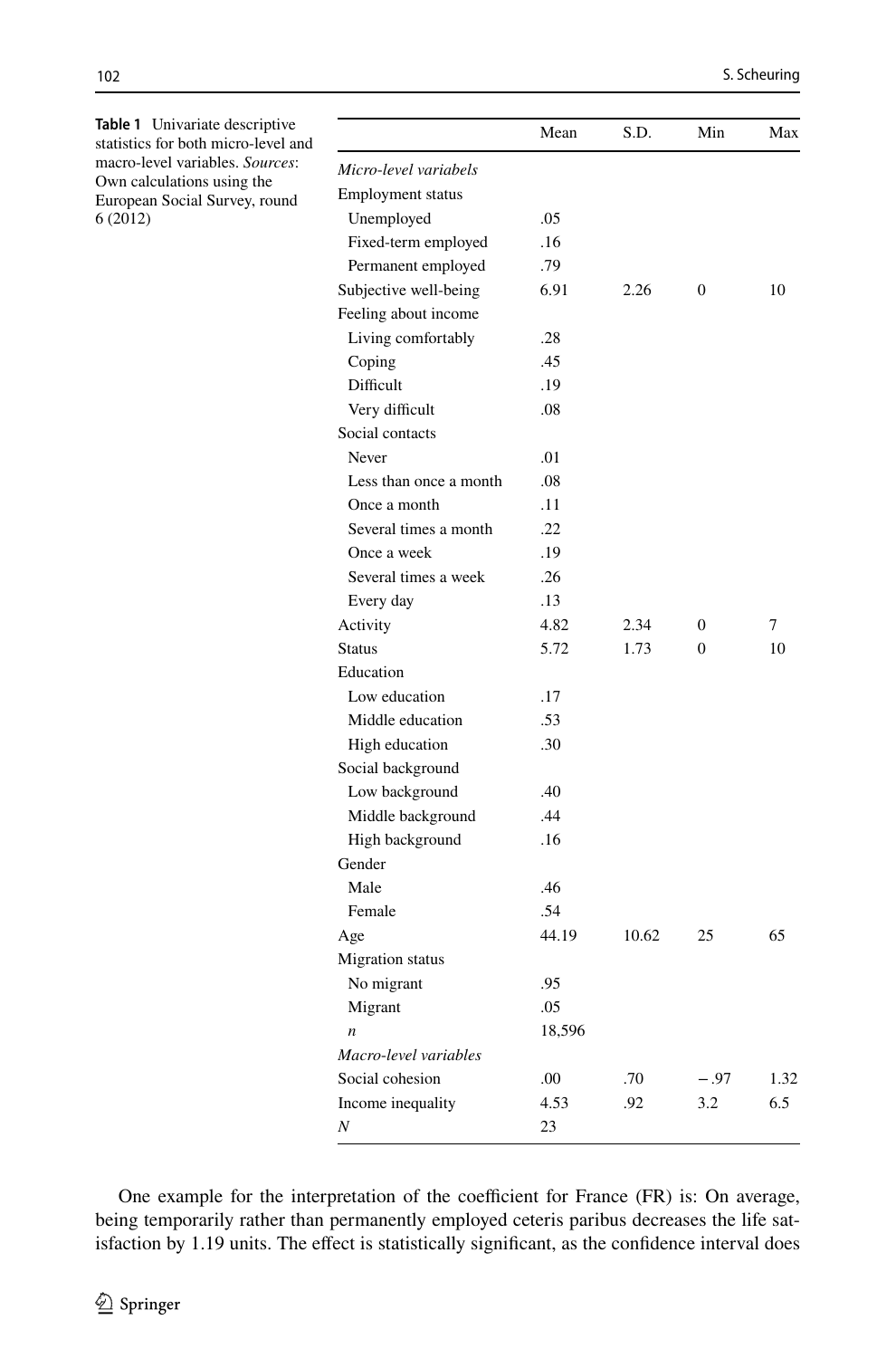**Table 1** Univariate descriptive statistics for both micro-level and macro-level variables. *Sources*: Own calculations using the European Social Survey, round 6 (2012)

| | Mean | S.D. | Min | Max |
|---|---|---|---|---|
| *Micro-level variabels* | | | | |
| Employment status | | | | |
| Unemployed | .05 | | | |
| Fixed-term employed | .16 | | | |
| Permanent employed | .79 | | | |
| Subjective well-being | 6.91 | 2.26 | 0 | 10 |
| Feeling about income | | | | |
| Living comfortably | .28 | | | |
| Coping | .45 | | | |
| Difficult | .19 | | | |
| Very difficult | .08 | | | |
| Social contacts | | | | |
| Never | .01 | | | |
| Less than once a month | .08 | | | |
| Once a month | .11 | | | |
| Several times a month | .22 | | | |
| Once a week | .19 | | | |
| Several times a week | .26 | | | |
| Every day | .13 | | | |
| Activity | 4.82 | 2.34 | 0 | 7 |
| Status | 5.72 | 1.73 | 0 | 10 |
| Education | | | | |
| Low education | .17 | | | |
| Middle education | .53 | | | |
| High education | .30 | | | |
| Social background | | | | |
| Low background | .40 | | | |
| Middle background | .44 | | | |
| High background | .16 | | | |
| Gender | | | | |
| Male | .46 | | | |
| Female | .54 | | | |
| Age | 44.19 | 10.62 | 25 | 65 |
| Migration status | | | | |
| No migrant | .95 | | | |
| Migrant | .05 | | | |
| *n* | 18,596 | | | |
| *Macro-level variables* | | | | |
| Social cohesion | .00 | .70 | −.97 | 1.32 |
| Income inequality | 4.53 | .92 | 3.2 | 6.5 |
| *N* | 23 | | | |

One example for the interpretation of the coefficient for France (FR) is: On average, being temporarily rather than permanently employed ceteris paribus decreases the life satisfaction by 1.19 units. The effect is statistically significant, as the confidence interval does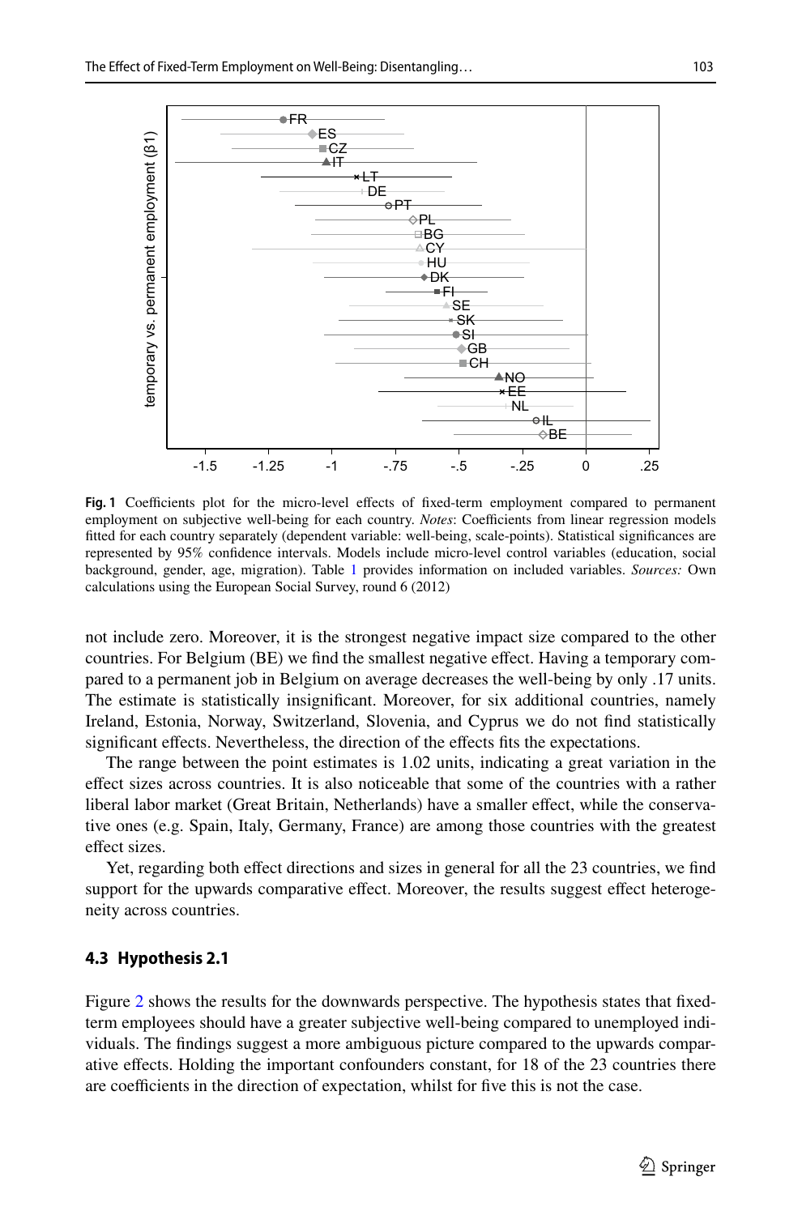**Fig. 1** Coefficients plot for the micro-level effects of fixed-term employment compared to permanent employment on subjective well-being for each country. *Notes*: Coefficients from linear regression models fitted for each country separately (dependent variable: well-being, scale-points). Statistical significances are represented by 95% confidence intervals. Models include micro-level control variables (education, social background, gender, age, migration). Table 1 provides information on included variables. *Sources:* Own calculations using the European Social Survey, round 6 (2012)

not include zero. Moreover, it is the strongest negative impact size compared to the other countries. For Belgium (BE) we find the smallest negative effect. Having a temporary compared to a permanent job in Belgium on average decreases the well-being by only .17 units. The estimate is statistically insignificant. Moreover, for six additional countries, namely Ireland, Estonia, Norway, Switzerland, Slovenia, and Cyprus we do not find statistically significant effects. Nevertheless, the direction of the effects fits the expectations.

The range between the point estimates is 1.02 units, indicating a great variation in the effect sizes across countries. It is also noticeable that some of the countries with a rather liberal labor market (Great Britain, Netherlands) have a smaller effect, while the conservative ones (e.g. Spain, Italy, Germany, France) are among those countries with the greatest effect sizes.

Yet, regarding both effect directions and sizes in general for all the 23 countries, we find support for the upwards comparative effect. Moreover, the results suggest effect heterogeneity across countries.

### 4.3 Hypothesis 2.1

Figure 2 shows the results for the downwards perspective. The hypothesis states that fixed-term employees should have a greater subjective well-being compared to unemployed individuals. The findings suggest a more ambiguous picture compared to the upwards comparative effects. Holding the important confounders constant, for 18 of the 23 countries there are coefficients in the direction of expectation, whilst for five this is not the case.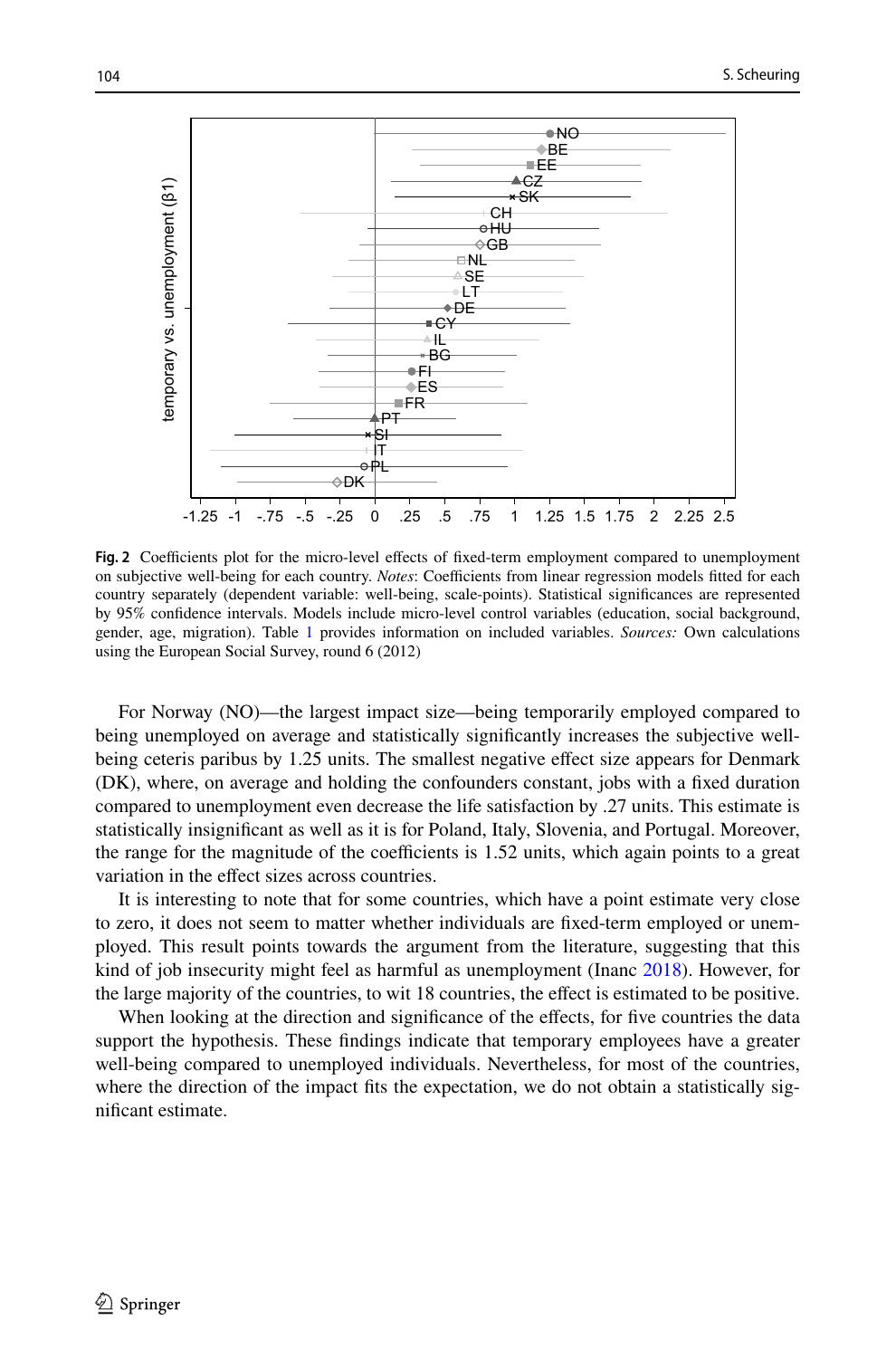**Fig. 2** Coefficients plot for the micro-level effects of fixed-term employment compared to unemployment on subjective well-being for each country. *Notes*: Coefficients from linear regression models fitted for each country separately (dependent variable: well-being, scale-points). Statistical significances are represented by 95% confidence intervals. Models include micro-level control variables (education, social background, gender, age, migration). Table 1 provides information on included variables. *Sources:* Own calculations using the European Social Survey, round 6 (2012)

For Norway (NO)—the largest impact size—being temporarily employed compared to being unemployed on average and statistically significantly increases the subjective well-being ceteris paribus by 1.25 units. The smallest negative effect size appears for Denmark (DK), where, on average and holding the confounders constant, jobs with a fixed duration compared to unemployment even decrease the life satisfaction by .27 units. This estimate is statistically insignificant as well as it is for Poland, Italy, Slovenia, and Portugal. Moreover, the range for the magnitude of the coefficients is 1.52 units, which again points to a great variation in the effect sizes across countries.

It is interesting to note that for some countries, which have a point estimate very close to zero, it does not seem to matter whether individuals are fixed-term employed or unemployed. This result points towards the argument from the literature, suggesting that this kind of job insecurity might feel as harmful as unemployment (Inanc 2018). However, for the large majority of the countries, to wit 18 countries, the effect is estimated to be positive.

When looking at the direction and significance of the effects, for five countries the data support the hypothesis. These findings indicate that temporary employees have a greater well-being compared to unemployed individuals. Nevertheless, for most of the countries, where the direction of the impact fits the expectation, we do not obtain a statistically significant estimate.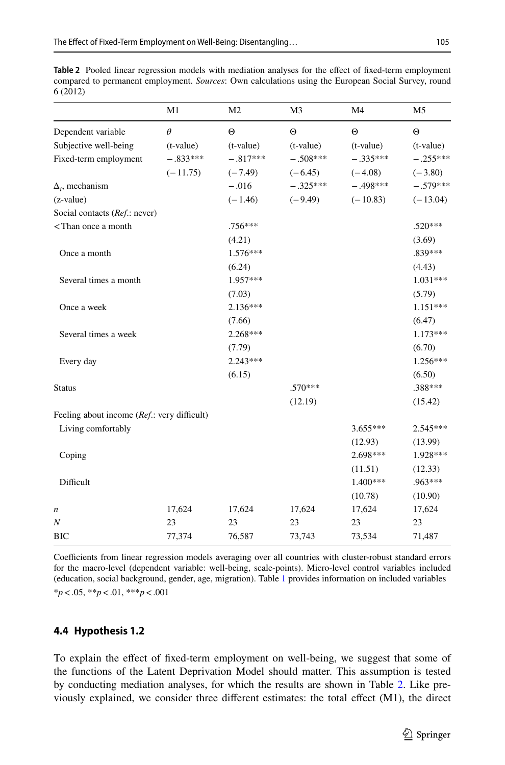**Table 2** Pooled linear regression models with mediation analyses for the effect of fixed-term employment compared to permanent employment. *Sources*: Own calculations using the European Social Survey, round 6 (2012)

| | M1 | M2 | M3 | M4 | M5 |
|---|---|---|---|---|---|
| Dependent variable | $\theta$ | $\Theta$ | $\Theta$ | $\Theta$ | $\Theta$ |
| Subjective well-being | (t-value) | (t-value) | (t-value) | (t-value) | (t-value) |
| Fixed-term employment | −.833*** | −.817*** | −.508*** | −.335*** | −.255*** |
| | (−11.75) | (−7.49) | (−6.45) | (−4.08) | (−3.80) |
| $\Delta_i$, mechanism | | −.016 | −.325*** | −.498*** | −.579*** |
| (z-value) | | (−1.46) | (−9.49) | (−10.83) | (−13.04) |
| Social contacts (*Ref.*: never) | | | | | |
| < Than once a month | | .756*** | | | .520*** |
| | | (4.21) | | | (3.69) |
| Once a month | | 1.576*** | | | .839*** |
| | | (6.24) | | | (4.43) |
| Several times a month | | 1.957*** | | | 1.031*** |
| | | (7.03) | | | (5.79) |
| Once a week | | 2.136*** | | | 1.151*** |
| | | (7.66) | | | (6.47) |
| Several times a week | | 2.268*** | | | 1.173*** |
| | | (7.79) | | | (6.70) |
| Every day | | 2.243*** | | | 1.256*** |
| | | (6.15) | | | (6.50) |
| Status | | | .570*** | | .388*** |
| | | | (12.19) | | (15.42) |
| Feeling about income (*Ref.*: very difficult) | | | | | |
| Living comfortably | | | | 3.655*** | 2.545*** |
| | | | | (12.93) | (13.99) |
| Coping | | | | 2.698*** | 1.928*** |
| | | | | (11.51) | (12.33) |
| Difficult | | | | 1.400*** | .963*** |
| | | | | (10.78) | (10.90) |
| *n* | 17,624 | 17,624 | 17,624 | 17,624 | 17,624 |
| *N* | 23 | 23 | 23 | 23 | 23 |
| BIC | 77,374 | 76,587 | 73,743 | 73,534 | 71,487 |

Coefficients from linear regression models averaging over all countries with cluster-robust standard errors for the macro-level (dependent variable: well-being, scale-points). Micro-level control variables included (education, social background, gender, age, migration). Table 1 provides information on included variables

*$p < .05$, **$p < .01$, ***$p < .001$

### 4.4 Hypothesis 1.2

To explain the effect of fixed-term employment on well-being, we suggest that some of the functions of the Latent Deprivation Model should matter. This assumption is tested by conducting mediation analyses, for which the results are shown in Table 2. Like previously explained, we consider three different estimates: the total effect (M1), the direct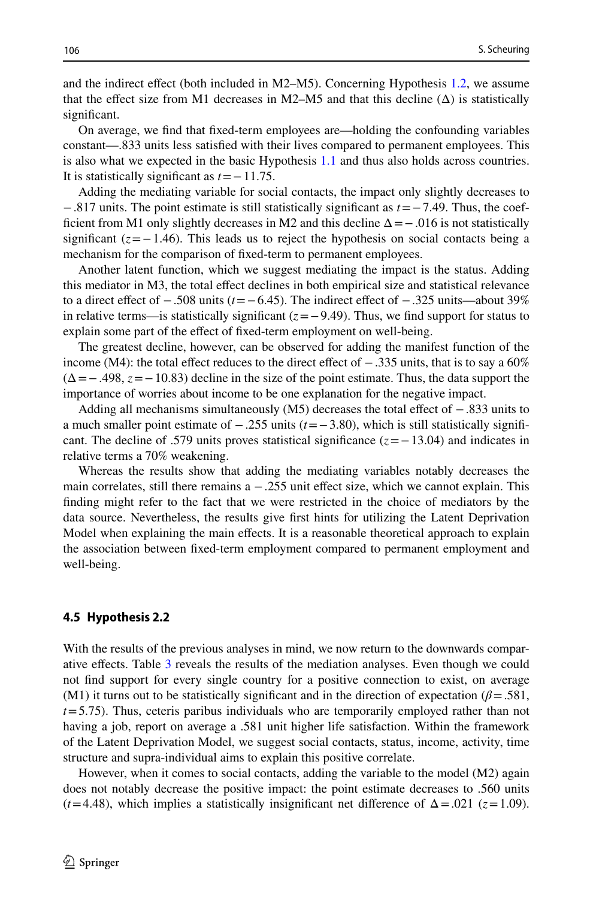and the indirect effect (both included in M2–M5). Concerning Hypothesis 1.2, we assume that the effect size from M1 decreases in M2–M5 and that this decline (Δ) is statistically significant.

On average, we find that fixed-term employees are—holding the confounding variables constant—.833 units less satisfied with their lives compared to permanent employees. This is also what we expected in the basic Hypothesis 1.1 and thus also holds across countries. It is statistically significant as $t = -11.75$.

Adding the mediating variable for social contacts, the impact only slightly decreases to −.817 units. The point estimate is still statistically significant as $t = -7.49$. Thus, the coefficient from M1 only slightly decreases in M2 and this decline $\Delta = -.016$ is not statistically significant ($z = -1.46$). This leads us to reject the hypothesis on social contacts being a mechanism for the comparison of fixed-term to permanent employees.

Another latent function, which we suggest mediating the impact is the status. Adding this mediator in M3, the total effect declines in both empirical size and statistical relevance to a direct effect of −.508 units ($t = -6.45$). The indirect effect of −.325 units—about 39% in relative terms—is statistically significant ($z = -9.49$). Thus, we find support for status to explain some part of the effect of fixed-term employment on well-being.

The greatest decline, however, can be observed for adding the manifest function of the income (M4): the total effect reduces to the direct effect of −.335 units, that is to say a 60% ($\Delta = -.498$, $z = -10.83$) decline in the size of the point estimate. Thus, the data support the importance of worries about income to be one explanation for the negative impact.

Adding all mechanisms simultaneously (M5) decreases the total effect of −.833 units to a much smaller point estimate of −.255 units ($t = -3.80$), which is still statistically significant. The decline of .579 units proves statistical significance ($z = -13.04$) and indicates in relative terms a 70% weakening.

Whereas the results show that adding the mediating variables notably decreases the main correlates, still there remains a −.255 unit effect size, which we cannot explain. This finding might refer to the fact that we were restricted in the choice of mediators by the data source. Nevertheless, the results give first hints for utilizing the Latent Deprivation Model when explaining the main effects. It is a reasonable theoretical approach to explain the association between fixed-term employment compared to permanent employment and well-being.

### 4.5 Hypothesis 2.2

With the results of the previous analyses in mind, we now return to the downwards comparative effects. Table 3 reveals the results of the mediation analyses. Even though we could not find support for every single country for a positive connection to exist, on average (M1) it turns out to be statistically significant and in the direction of expectation ($\beta = .581$, $t = 5.75$). Thus, ceteris paribus individuals who are temporarily employed rather than not having a job, report on average a .581 unit higher life satisfaction. Within the framework of the Latent Deprivation Model, we suggest social contacts, status, income, activity, time structure and supra-individual aims to explain this positive correlate.

However, when it comes to social contacts, adding the variable to the model (M2) again does not notably decrease the positive impact: the point estimate decreases to .560 units ($t = 4.48$), which implies a statistically insignificant net difference of $\Delta = .021$ ($z = 1.09$).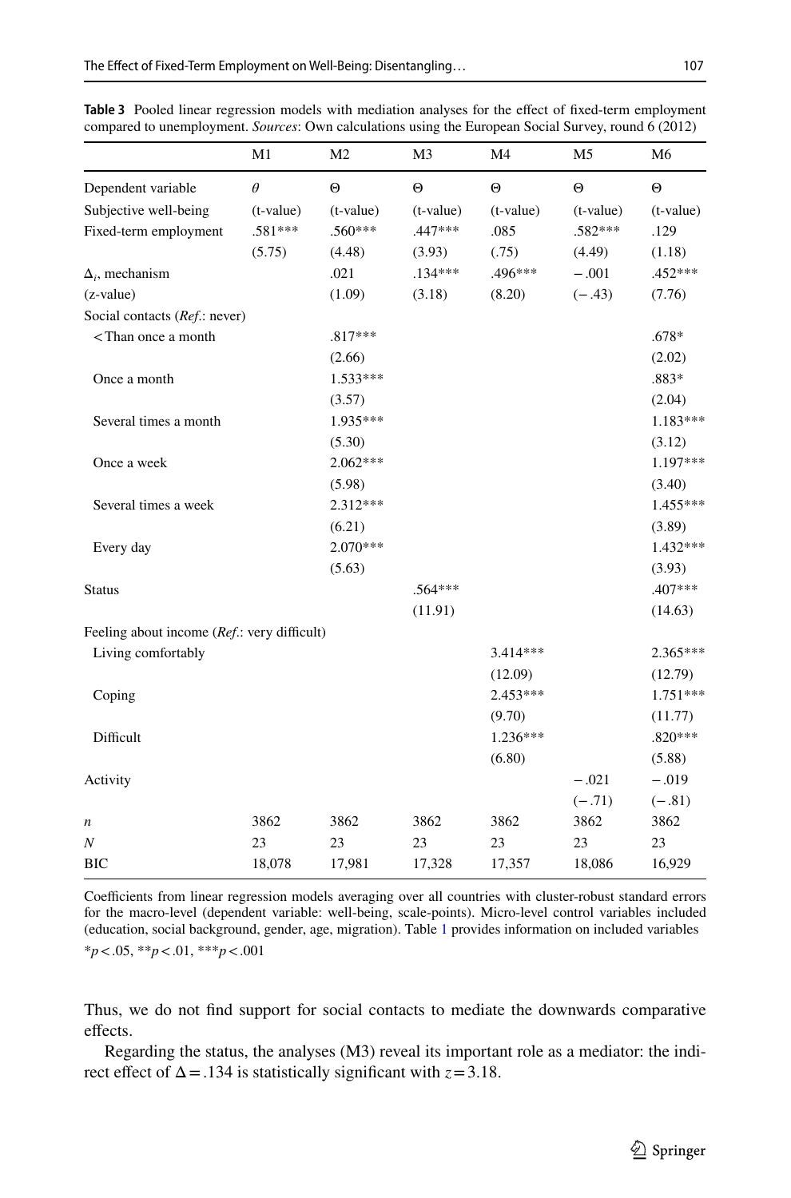**Table 3** Pooled linear regression models with mediation analyses for the effect of fixed-term employment compared to unemployment. *Sources*: Own calculations using the European Social Survey, round 6 (2012)

| | M1 | M2 | M3 | M4 | M5 | M6 |
|---|---|---|---|---|---|---|
| Dependent variable | $\theta$ | $\Theta$ | $\Theta$ | $\Theta$ | $\Theta$ | $\Theta$ |
| Subjective well-being | (t-value) | (t-value) | (t-value) | (t-value) | (t-value) | (t-value) |
| Fixed-term employment | .581*** | .560*** | .447*** | .085 | .582*** | .129 |
| | (5.75) | (4.48) | (3.93) | (.75) | (4.49) | (1.18) |
| $\Delta_i$, mechanism | | .021 | .134*** | .496*** | −.001 | .452*** |
| (z-value) | | (1.09) | (3.18) | (8.20) | (−.43) | (7.76) |
| Social contacts (*Ref.*: never) | | | | | | |
| <Than once a month | | .817*** | | | | .678* |
| | | (2.66) | | | | (2.02) |
| Once a month | | 1.533*** | | | | .883* |
| | | (3.57) | | | | (2.04) |
| Several times a month | | 1.935*** | | | | 1.183*** |
| | | (5.30) | | | | (3.12) |
| Once a week | | 2.062*** | | | | 1.197*** |
| | | (5.98) | | | | (3.40) |
| Several times a week | | 2.312*** | | | | 1.455*** |
| | | (6.21) | | | | (3.89) |
| Every day | | 2.070*** | | | | 1.432*** |
| | | (5.63) | | | | (3.93) |
| Status | | | .564*** | | | .407*** |
| | | | (11.91) | | | (14.63) |
| Feeling about income (*Ref.*: very difficult) | | | | | | |
| Living comfortably | | | | 3.414*** | | 2.365*** |
| | | | | (12.09) | | (12.79) |
| Coping | | | | 2.453*** | | 1.751*** |
| | | | | (9.70) | | (11.77) |
| Difficult | | | | 1.236*** | | .820*** |
| | | | | (6.80) | | (5.88) |
| Activity | | | | | −.021 | −.019 |
| | | | | | (−.71) | (−.81) |
| *n* | 3862 | 3862 | 3862 | 3862 | 3862 | 3862 |
| *N* | 23 | 23 | 23 | 23 | 23 | 23 |
| BIC | 18,078 | 17,981 | 17,328 | 17,357 | 18,086 | 16,929 |

Coefficients from linear regression models averaging over all countries with cluster-robust standard errors for the macro-level (dependent variable: well-being, scale-points). Micro-level control variables included (education, social background, gender, age, migration). Table 1 provides information on included variables

*$p < .05$, **$p < .01$, ***$p < .001$

Thus, we do not find support for social contacts to mediate the downwards comparative effects.

Regarding the status, the analyses (M3) reveal its important role as a mediator: the indirect effect of $\Delta = .134$ is statistically significant with $z = 3.18$.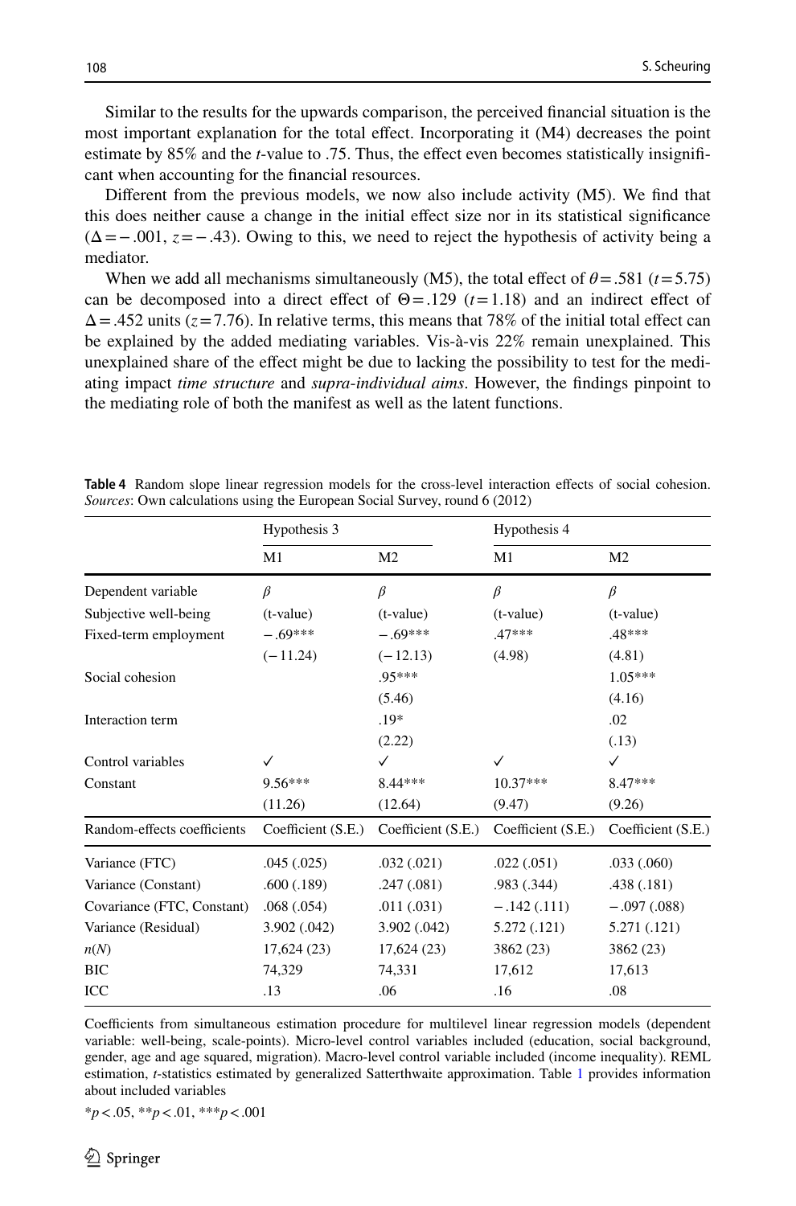Similar to the results for the upwards comparison, the perceived financial situation is the most important explanation for the total effect. Incorporating it (M4) decreases the point estimate by 85% and the *t*-value to .75. Thus, the effect even becomes statistically insignificant when accounting for the financial resources.

Different from the previous models, we now also include activity (M5). We find that this does neither cause a change in the initial effect size nor in its statistical significance ($\Delta = -.001$, $z = -.43$). Owing to this, we need to reject the hypothesis of activity being a mediator.

When we add all mechanisms simultaneously (M5), the total effect of $\theta = .581$ ($t = 5.75$) can be decomposed into a direct effect of $\Theta = .129$ ($t = 1.18$) and an indirect effect of $\Delta = .452$ units ($z = 7.76$). In relative terms, this means that 78% of the initial total effect can be explained by the added mediating variables. Vis-à-vis 22% remain unexplained. This unexplained share of the effect might be due to lacking the possibility to test for the mediating impact *time structure* and *supra-individual aims*. However, the findings pinpoint to the mediating role of both the manifest as well as the latent functions.

**Table 4** Random slope linear regression models for the cross-level interaction effects of social cohesion. *Sources*: Own calculations using the European Social Survey, round 6 (2012)

| | Hypothesis 3 | | Hypothesis 4 | |
|---|---|---|---|---|
| | M1 | M2 | M1 | M2 |
| Dependent variable | $\beta$ | $\beta$ | $\beta$ | $\beta$ |
| Subjective well-being | (t-value) | (t-value) | (t-value) | (t-value) |
| Fixed-term employment | −.69*** | −.69*** | .47*** | .48*** |
| | (−11.24) | (−12.13) | (4.98) | (4.81) |
| Social cohesion | | .95*** | | 1.05*** |
| | | (5.46) | | (4.16) |
| Interaction term | | .19* | | .02 |
| | | (2.22) | | (.13) |
| Control variables | ✓ | ✓ | ✓ | ✓ |
| Constant | 9.56*** | 8.44*** | 10.37*** | 8.47*** |
| | (11.26) | (12.64) | (9.47) | (9.26) |
| Random-effects coefficients | Coefficient (S.E.) | Coefficient (S.E.) | Coefficient (S.E.) | Coefficient (S.E.) |
| Variance (FTC) | .045 (.025) | .032 (.021) | .022 (.051) | .033 (.060) |
| Variance (Constant) | .600 (.189) | .247 (.081) | .983 (.344) | .438 (.181) |
| Covariance (FTC, Constant) | .068 (.054) | .011 (.031) | −.142 (.111) | −.097 (.088) |
| Variance (Residual) | 3.902 (.042) | 3.902 (.042) | 5.272 (.121) | 5.271 (.121) |
| *n*(*N*) | 17,624 (23) | 17,624 (23) | 3862 (23) | 3862 (23) |
| BIC | 74,329 | 74,331 | 17,612 | 17,613 |
| ICC | .13 | .06 | .16 | .08 |

Coefficients from simultaneous estimation procedure for multilevel linear regression models (dependent variable: well-being, scale-points). Micro-level control variables included (education, social background, gender, age and age squared, migration). Macro-level control variable included (income inequality). REML estimation, *t*-statistics estimated by generalized Satterthwaite approximation. Table 1 provides information about included variables

*$p < .05$, **$p < .01$, ***$p < .001$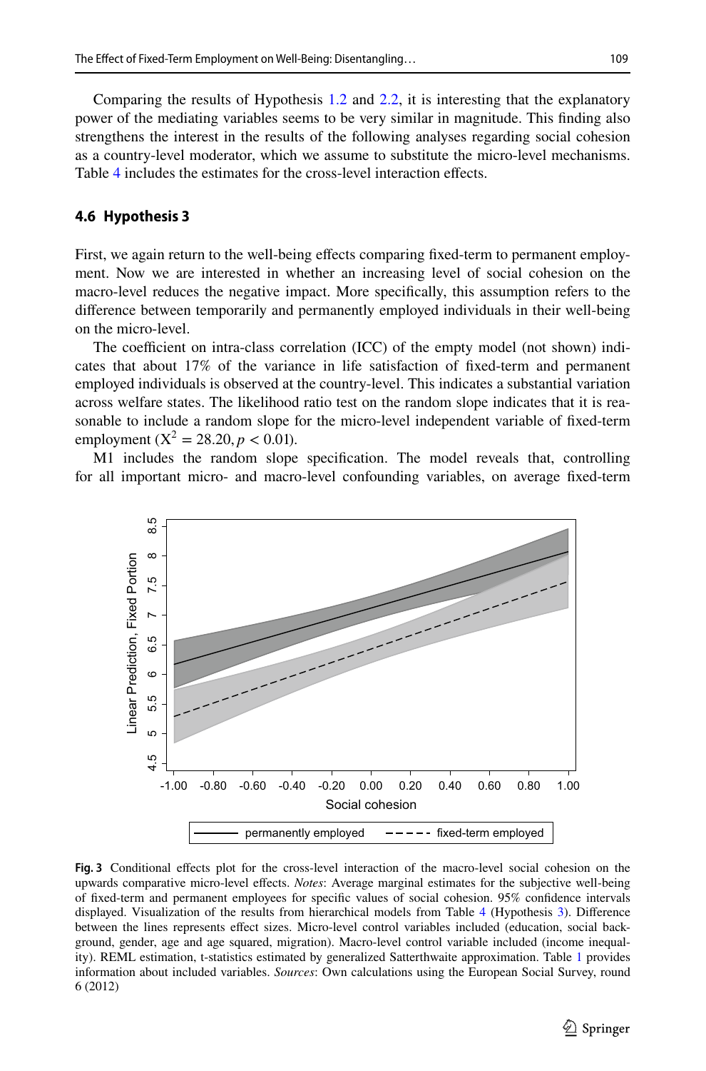Comparing the results of Hypothesis 1.2 and 2.2, it is interesting that the explanatory power of the mediating variables seems to be very similar in magnitude. This finding also strengthens the interest in the results of the following analyses regarding social cohesion as a country-level moderator, which we assume to substitute the micro-level mechanisms. Table 4 includes the estimates for the cross-level interaction effects.

### 4.6 Hypothesis 3

First, we again return to the well-being effects comparing fixed-term to permanent employment. Now we are interested in whether an increasing level of social cohesion on the macro-level reduces the negative impact. More specifically, this assumption refers to the difference between temporarily and permanently employed individuals in their well-being on the micro-level.

The coefficient on intra-class correlation (ICC) of the empty model (not shown) indicates that about 17% of the variance in life satisfaction of fixed-term and permanent employed individuals is observed at the country-level. This indicates a substantial variation across welfare states. The likelihood ratio test on the random slope indicates that it is reasonable to include a random slope for the micro-level independent variable of fixed-term employment ($X^2 = 28.20, p < 0.01$).

M1 includes the random slope specification. The model reveals that, controlling for all important micro- and macro-level confounding variables, on average fixed-term

**Fig. 3** Conditional effects plot for the cross-level interaction of the macro-level social cohesion on the upwards comparative micro-level effects. *Notes*: Average marginal estimates for the subjective well-being of fixed-term and permanent employees for specific values of social cohesion. 95% confidence intervals displayed. Visualization of the results from hierarchical models from Table 4 (Hypothesis 3). Difference between the lines represents effect sizes. Micro-level control variables included (education, social background, gender, age and age squared, migration). Macro-level control variable included (income inequality). REML estimation, t-statistics estimated by generalized Satterthwaite approximation. Table 1 provides information about included variables. *Sources*: Own calculations using the European Social Survey, round 6 (2012)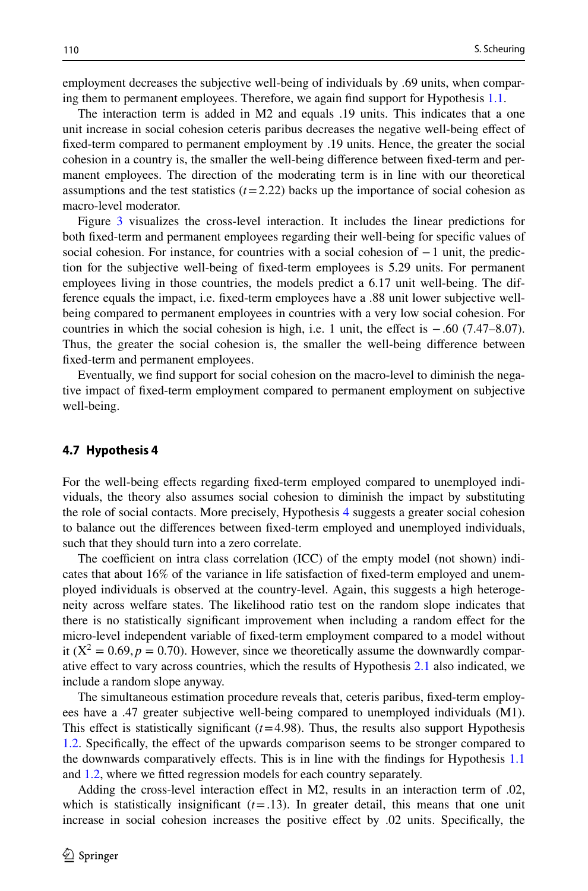employment decreases the subjective well-being of individuals by .69 units, when comparing them to permanent employees. Therefore, we again find support for Hypothesis 1.1.

The interaction term is added in M2 and equals .19 units. This indicates that a one unit increase in social cohesion ceteris paribus decreases the negative well-being effect of fixed-term compared to permanent employment by .19 units. Hence, the greater the social cohesion in a country is, the smaller the well-being difference between fixed-term and permanent employees. The direction of the moderating term is in line with our theoretical assumptions and the test statistics ($t = 2.22$) backs up the importance of social cohesion as macro-level moderator.

Figure 3 visualizes the cross-level interaction. It includes the linear predictions for both fixed-term and permanent employees regarding their well-being for specific values of social cohesion. For instance, for countries with a social cohesion of −1 unit, the prediction for the subjective well-being of fixed-term employees is 5.29 units. For permanent employees living in those countries, the models predict a 6.17 unit well-being. The difference equals the impact, i.e. fixed-term employees have a .88 unit lower subjective well-being compared to permanent employees in countries with a very low social cohesion. For countries in which the social cohesion is high, i.e. 1 unit, the effect is −.60 (7.47–8.07). Thus, the greater the social cohesion is, the smaller the well-being difference between fixed-term and permanent employees.

Eventually, we find support for social cohesion on the macro-level to diminish the negative impact of fixed-term employment compared to permanent employment on subjective well-being.

### 4.7 Hypothesis 4

For the well-being effects regarding fixed-term employed compared to unemployed individuals, the theory also assumes social cohesion to diminish the impact by substituting the role of social contacts. More precisely, Hypothesis 4 suggests a greater social cohesion to balance out the differences between fixed-term employed and unemployed individuals, such that they should turn into a zero correlate.

The coefficient on intra class correlation (ICC) of the empty model (not shown) indicates that about 16% of the variance in life satisfaction of fixed-term employed and unemployed individuals is observed at the country-level. Again, this suggests a high heterogeneity across welfare states. The likelihood ratio test on the random slope indicates that there is no statistically significant improvement when including a random effect for the micro-level independent variable of fixed-term employment compared to a model without it ($X^2 = 0.69, p = 0.70$). However, since we theoretically assume the downwardly comparative effect to vary across countries, which the results of Hypothesis 2.1 also indicated, we include a random slope anyway.

The simultaneous estimation procedure reveals that, ceteris paribus, fixed-term employees have a .47 greater subjective well-being compared to unemployed individuals (M1). This effect is statistically significant ($t = 4.98$). Thus, the results also support Hypothesis 1.2. Specifically, the effect of the upwards comparison seems to be stronger compared to the downwards comparatively effects. This is in line with the findings for Hypothesis 1.1 and 1.2, where we fitted regression models for each country separately.

Adding the cross-level interaction effect in M2, results in an interaction term of .02, which is statistically insignificant ($t = .13$). In greater detail, this means that one unit increase in social cohesion increases the positive effect by .02 units. Specifically, the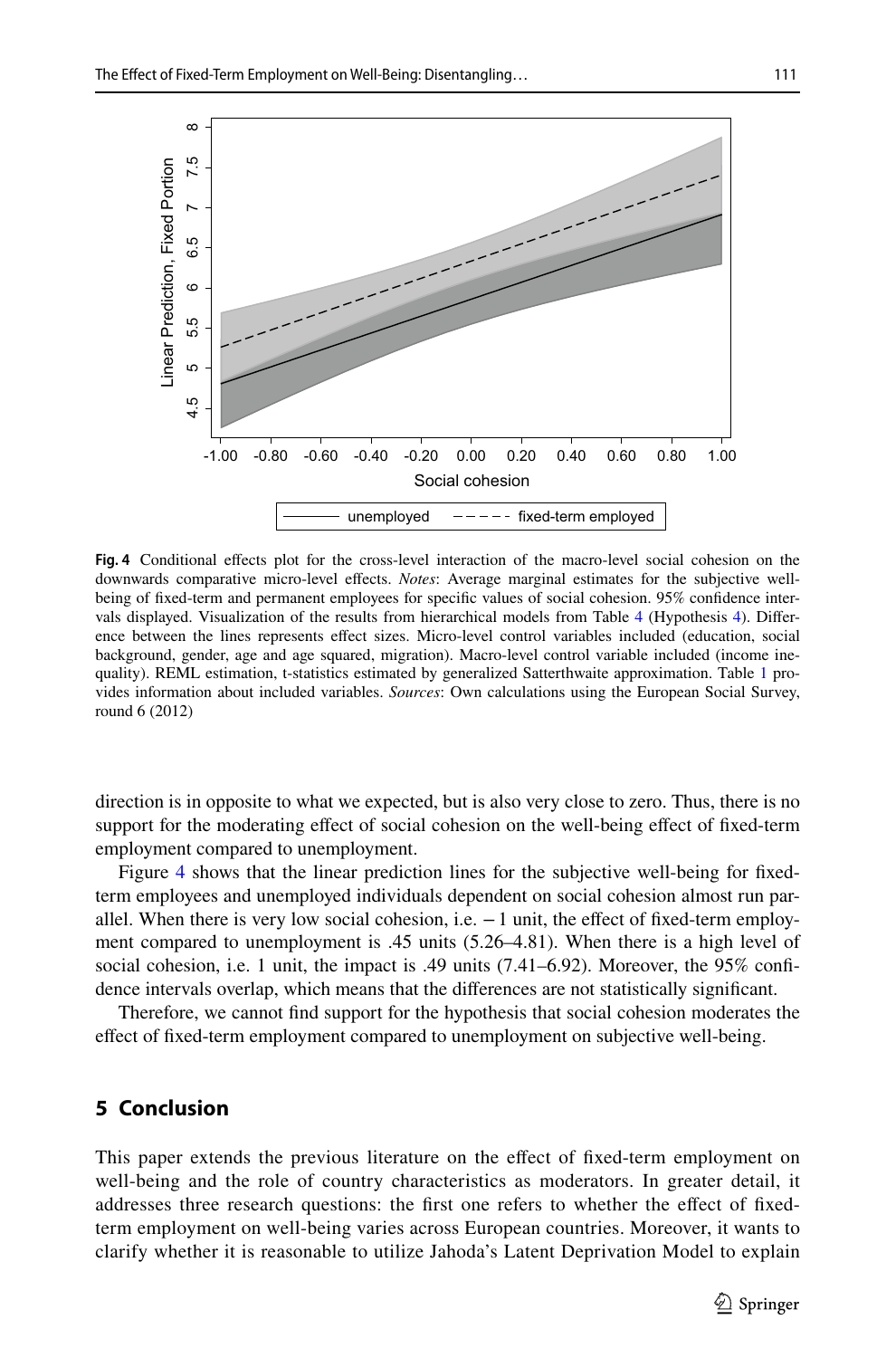**Fig. 4** Conditional effects plot for the cross-level interaction of the macro-level social cohesion on the downwards comparative micro-level effects. *Notes*: Average marginal estimates for the subjective well-being of fixed-term and permanent employees for specific values of social cohesion. 95% confidence intervals displayed. Visualization of the results from hierarchical models from Table 4 (Hypothesis 4). Difference between the lines represents effect sizes. Micro-level control variables included (education, social background, gender, age and age squared, migration). Macro-level control variable included (income inequality). REML estimation, t-statistics estimated by generalized Satterthwaite approximation. Table 1 provides information about included variables. *Sources*: Own calculations using the European Social Survey, round 6 (2012)

direction is in opposite to what we expected, but is also very close to zero. Thus, there is no support for the moderating effect of social cohesion on the well-being effect of fixed-term employment compared to unemployment.

Figure 4 shows that the linear prediction lines for the subjective well-being for fixed-term employees and unemployed individuals dependent on social cohesion almost run parallel. When there is very low social cohesion, i.e. − 1 unit, the effect of fixed-term employment compared to unemployment is .45 units (5.26–4.81). When there is a high level of social cohesion, i.e. 1 unit, the impact is .49 units (7.41–6.92). Moreover, the 95% confidence intervals overlap, which means that the differences are not statistically significant.

Therefore, we cannot find support for the hypothesis that social cohesion moderates the effect of fixed-term employment compared to unemployment on subjective well-being.

## 5 Conclusion

This paper extends the previous literature on the effect of fixed-term employment on well-being and the role of country characteristics as moderators. In greater detail, it addresses three research questions: the first one refers to whether the effect of fixed-term employment on well-being varies across European countries. Moreover, it wants to clarify whether it is reasonable to utilize Jahoda's Latent Deprivation Model to explain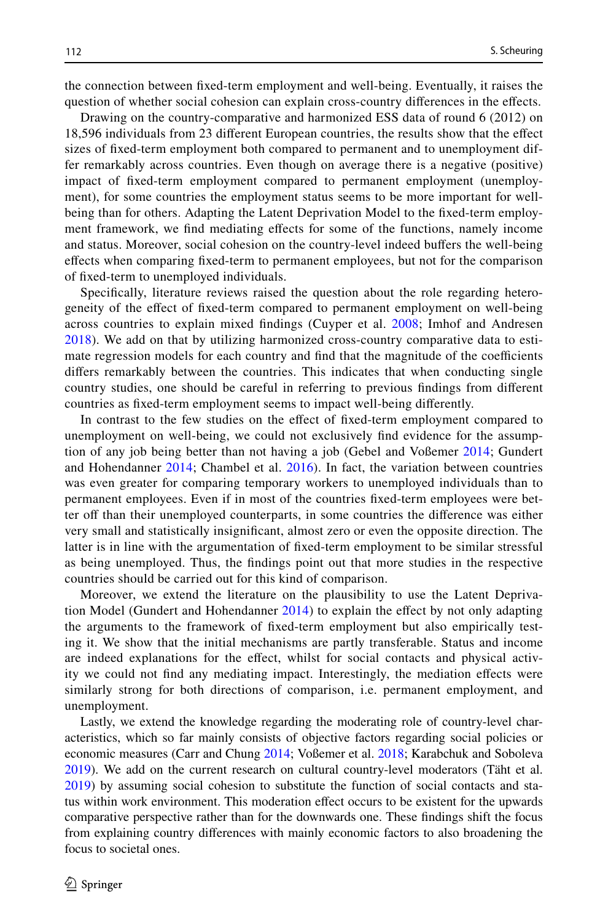the connection between fixed-term employment and well-being. Eventually, it raises the question of whether social cohesion can explain cross-country differences in the effects.

Drawing on the country-comparative and harmonized ESS data of round 6 (2012) on 18,596 individuals from 23 different European countries, the results show that the effect sizes of fixed-term employment both compared to permanent and to unemployment differ remarkably across countries. Even though on average there is a negative (positive) impact of fixed-term employment compared to permanent employment (unemployment), for some countries the employment status seems to be more important for well-being than for others. Adapting the Latent Deprivation Model to the fixed-term employment framework, we find mediating effects for some of the functions, namely income and status. Moreover, social cohesion on the country-level indeed buffers the well-being effects when comparing fixed-term to permanent employees, but not for the comparison of fixed-term to unemployed individuals.

Specifically, literature reviews raised the question about the role regarding heterogeneity of the effect of fixed-term compared to permanent employment on well-being across countries to explain mixed findings (Cuyper et al. 2008; Imhof and Andresen 2018). We add on that by utilizing harmonized cross-country comparative data to estimate regression models for each country and find that the magnitude of the coefficients differs remarkably between the countries. This indicates that when conducting single country studies, one should be careful in referring to previous findings from different countries as fixed-term employment seems to impact well-being differently.

In contrast to the few studies on the effect of fixed-term employment compared to unemployment on well-being, we could not exclusively find evidence for the assumption of any job being better than not having a job (Gebel and Voßemer 2014; Gundert and Hohendanner 2014; Chambel et al. 2016). In fact, the variation between countries was even greater for comparing temporary workers to unemployed individuals than to permanent employees. Even if in most of the countries fixed-term employees were better off than their unemployed counterparts, in some countries the difference was either very small and statistically insignificant, almost zero or even the opposite direction. The latter is in line with the argumentation of fixed-term employment to be similar stressful as being unemployed. Thus, the findings point out that more studies in the respective countries should be carried out for this kind of comparison.

Moreover, we extend the literature on the plausibility to use the Latent Deprivation Model (Gundert and Hohendanner 2014) to explain the effect by not only adapting the arguments to the framework of fixed-term employment but also empirically testing it. We show that the initial mechanisms are partly transferable. Status and income are indeed explanations for the effect, whilst for social contacts and physical activity we could not find any mediating impact. Interestingly, the mediation effects were similarly strong for both directions of comparison, i.e. permanent employment, and unemployment.

Lastly, we extend the knowledge regarding the moderating role of country-level characteristics, which so far mainly consists of objective factors regarding social policies or economic measures (Carr and Chung 2014; Voßemer et al. 2018; Karabchuk and Soboleva 2019). We add on the current research on cultural country-level moderators (Täht et al. 2019) by assuming social cohesion to substitute the function of social contacts and status within work environment. This moderation effect occurs to be existent for the upwards comparative perspective rather than for the downwards one. These findings shift the focus from explaining country differences with mainly economic factors to also broadening the focus to societal ones.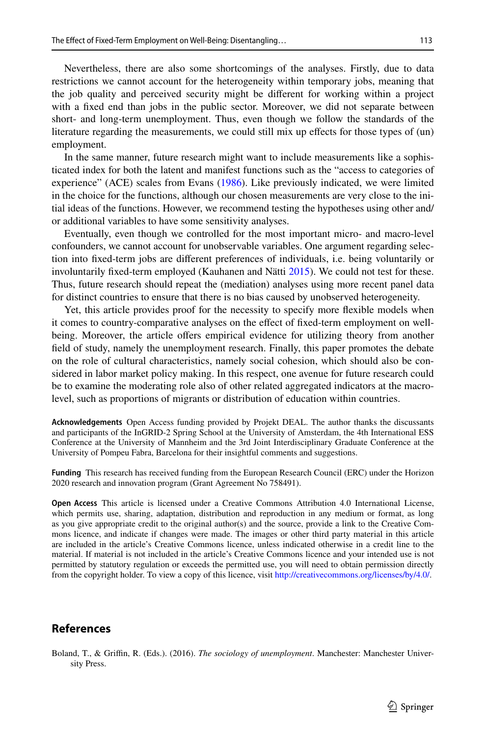Nevertheless, there are also some shortcomings of the analyses. Firstly, due to data restrictions we cannot account for the heterogeneity within temporary jobs, meaning that the job quality and perceived security might be different for working within a project with a fixed end than jobs in the public sector. Moreover, we did not separate between short- and long-term unemployment. Thus, even though we follow the standards of the literature regarding the measurements, we could still mix up effects for those types of (un) employment.

In the same manner, future research might want to include measurements like a sophisticated index for both the latent and manifest functions such as the "access to categories of experience" (ACE) scales from Evans (1986). Like previously indicated, we were limited in the choice for the functions, although our chosen measurements are very close to the initial ideas of the functions. However, we recommend testing the hypotheses using other and/or additional variables to have some sensitivity analyses.

Eventually, even though we controlled for the most important micro- and macro-level confounders, we cannot account for unobservable variables. One argument regarding selection into fixed-term jobs are different preferences of individuals, i.e. being voluntarily or involuntarily fixed-term employed (Kauhanen and Nätti 2015). We could not test for these. Thus, future research should repeat the (mediation) analyses using more recent panel data for distinct countries to ensure that there is no bias caused by unobserved heterogeneity.

Yet, this article provides proof for the necessity to specify more flexible models when it comes to country-comparative analyses on the effect of fixed-term employment on well-being. Moreover, the article offers empirical evidence for utilizing theory from another field of study, namely the unemployment research. Finally, this paper promotes the debate on the role of cultural characteristics, namely social cohesion, which should also be considered in labor market policy making. In this respect, one avenue for future research could be to examine the moderating role also of other related aggregated indicators at the macro-level, such as proportions of migrants or distribution of education within countries.

**Acknowledgements** Open Access funding provided by Projekt DEAL. The author thanks the discussants and participants of the InGRID-2 Spring School at the University of Amsterdam, the 4th International ESS Conference at the University of Mannheim and the 3rd Joint Interdisciplinary Graduate Conference at the University of Pompeu Fabra, Barcelona for their insightful comments and suggestions.

**Funding** This research has received funding from the European Research Council (ERC) under the Horizon 2020 research and innovation program (Grant Agreement No 758491).

**Open Access** This article is licensed under a Creative Commons Attribution 4.0 International License, which permits use, sharing, adaptation, distribution and reproduction in any medium or format, as long as you give appropriate credit to the original author(s) and the source, provide a link to the Creative Commons licence, and indicate if changes were made. The images or other third party material in this article are included in the article's Creative Commons licence, unless indicated otherwise in a credit line to the material. If material is not included in the article's Creative Commons licence and your intended use is not permitted by statutory regulation or exceeds the permitted use, you will need to obtain permission directly from the copyright holder. To view a copy of this licence, visit http://creativecommons.org/licenses/by/4.0/.

## References

Boland, T., & Griffin, R. (Eds.). (2016). *The sociology of unemployment*. Manchester: Manchester University Press.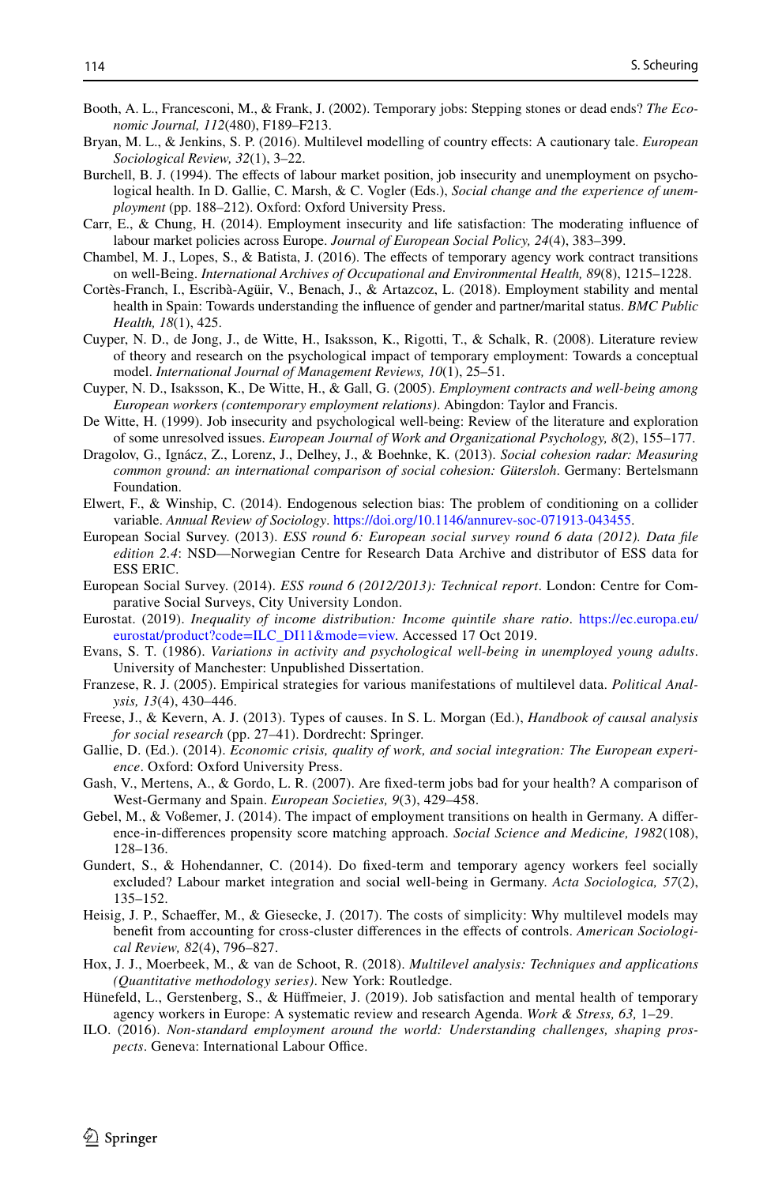Booth, A. L., Francesconi, M., & Frank, J. (2002). Temporary jobs: Stepping stones or dead ends? *The Economic Journal, 112*(480), F189–F213.

Bryan, M. L., & Jenkins, S. P. (2016). Multilevel modelling of country effects: A cautionary tale. *European Sociological Review, 32*(1), 3–22.

Burchell, B. J. (1994). The effects of labour market position, job insecurity and unemployment on psychological health. In D. Gallie, C. Marsh, & C. Vogler (Eds.), *Social change and the experience of unemployment* (pp. 188–212). Oxford: Oxford University Press.

Carr, E., & Chung, H. (2014). Employment insecurity and life satisfaction: The moderating influence of labour market policies across Europe. *Journal of European Social Policy, 24*(4), 383–399.

Chambel, M. J., Lopes, S., & Batista, J. (2016). The effects of temporary agency work contract transitions on well-Being. *International Archives of Occupational and Environmental Health, 89*(8), 1215–1228.

Cortès-Franch, I., Escribà-Agüir, V., Benach, J., & Artazcoz, L. (2018). Employment stability and mental health in Spain: Towards understanding the influence of gender and partner/marital status. *BMC Public Health, 18*(1), 425.

Cuyper, N. D., de Jong, J., de Witte, H., Isaksson, K., Rigotti, T., & Schalk, R. (2008). Literature review of theory and research on the psychological impact of temporary employment: Towards a conceptual model. *International Journal of Management Reviews, 10*(1), 25–51.

Cuyper, N. D., Isaksson, K., De Witte, H., & Gall, G. (2005). *Employment contracts and well-being among European workers (contemporary employment relations)*. Abingdon: Taylor and Francis.

De Witte, H. (1999). Job insecurity and psychological well-being: Review of the literature and exploration of some unresolved issues. *European Journal of Work and Organizational Psychology, 8*(2), 155–177.

Dragolov, G., Ignácz, Z., Lorenz, J., Delhey, J., & Boehnke, K. (2013). *Social cohesion radar: Measuring common ground: an international comparison of social cohesion: Gütersloh*. Germany: Bertelsmann Foundation.

Elwert, F., & Winship, C. (2014). Endogenous selection bias: The problem of conditioning on a collider variable. *Annual Review of Sociology*. https://doi.org/10.1146/annurev-soc-071913-043455.

European Social Survey. (2013). *ESS round 6: European social survey round 6 data (2012). Data file edition 2.4*: NSD—Norwegian Centre for Research Data Archive and distributor of ESS data for ESS ERIC.

European Social Survey. (2014). *ESS round 6 (2012/2013): Technical report*. London: Centre for Comparative Social Surveys, City University London.

Eurostat. (2019). *Inequality of income distribution: Income quintile share ratio*. https://ec.europa.eu/eurostat/product?code=ILC_DI11&mode=view. Accessed 17 Oct 2019.

Evans, S. T. (1986). *Variations in activity and psychological well-being in unemployed young adults*. University of Manchester: Unpublished Dissertation.

Franzese, R. J. (2005). Empirical strategies for various manifestations of multilevel data. *Political Analysis, 13*(4), 430–446.

Freese, J., & Kevern, A. J. (2013). Types of causes. In S. L. Morgan (Ed.), *Handbook of causal analysis for social research* (pp. 27–41). Dordrecht: Springer.

Gallie, D. (Ed.). (2014). *Economic crisis, quality of work, and social integration: The European experience*. Oxford: Oxford University Press.

Gash, V., Mertens, A., & Gordo, L. R. (2007). Are fixed-term jobs bad for your health? A comparison of West-Germany and Spain. *European Societies, 9*(3), 429–458.

Gebel, M., & Voßemer, J. (2014). The impact of employment transitions on health in Germany. A difference-in-differences propensity score matching approach. *Social Science and Medicine, 1982*(108), 128–136.

Gundert, S., & Hohendanner, C. (2014). Do fixed-term and temporary agency workers feel socially excluded? Labour market integration and social well-being in Germany. *Acta Sociologica, 57*(2), 135–152.

Heisig, J. P., Schaeffer, M., & Giesecke, J. (2017). The costs of simplicity: Why multilevel models may benefit from accounting for cross-cluster differences in the effects of controls. *American Sociological Review, 82*(4), 796–827.

Hox, J. J., Moerbeek, M., & van de Schoot, R. (2018). *Multilevel analysis: Techniques and applications (Quantitative methodology series)*. New York: Routledge.

Hünefeld, L., Gerstenberg, S., & Hüffmeier, J. (2019). Job satisfaction and mental health of temporary agency workers in Europe: A systematic review and research Agenda. *Work & Stress, 63,* 1–29.

ILO. (2016). *Non-standard employment around the world: Understanding challenges, shaping prospects*. Geneva: International Labour Office.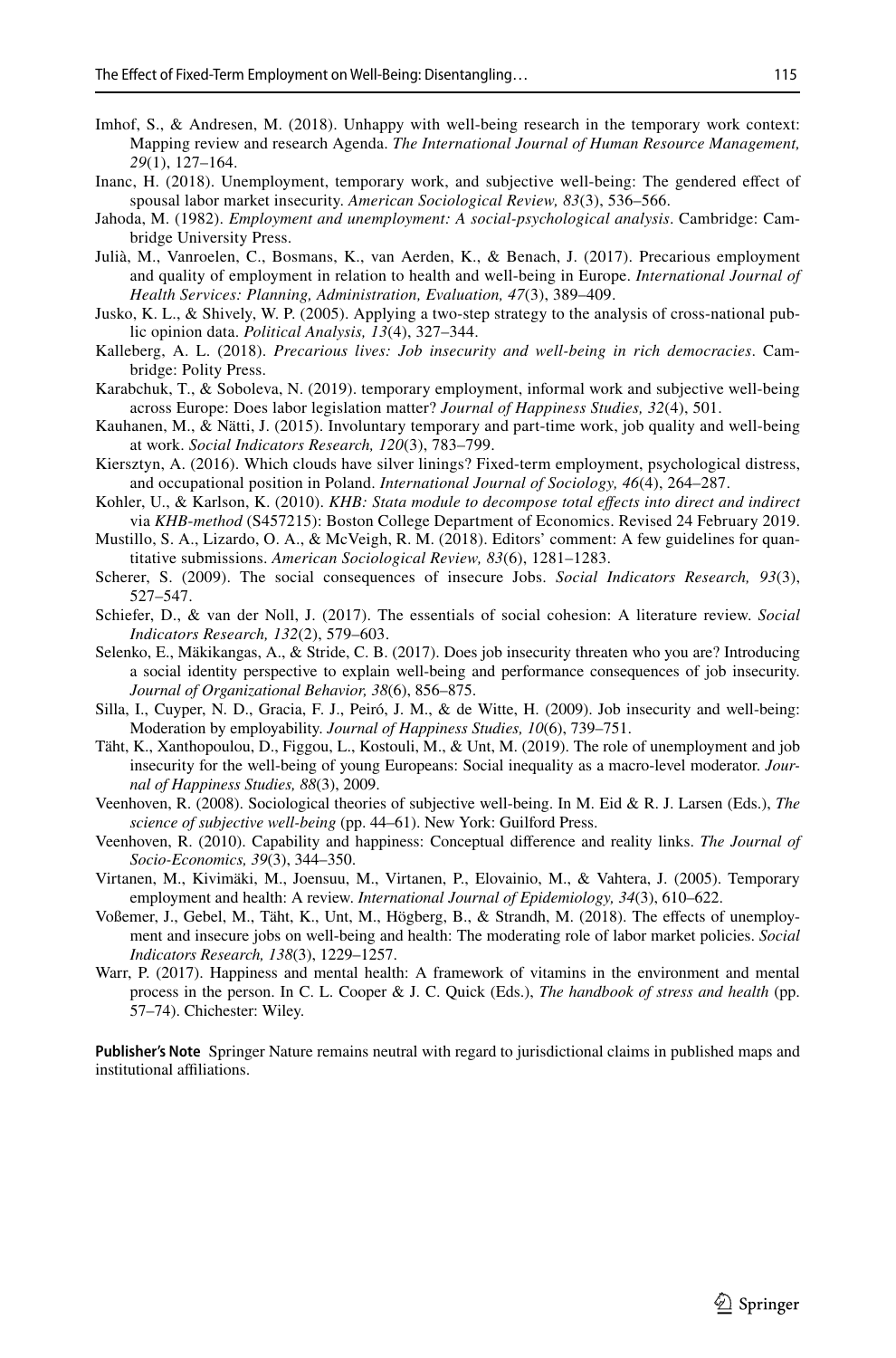Imhof, S., & Andresen, M. (2018). Unhappy with well-being research in the temporary work context: Mapping review and research Agenda. *The International Journal of Human Resource Management, 29*(1), 127–164.

Inanc, H. (2018). Unemployment, temporary work, and subjective well-being: The gendered effect of spousal labor market insecurity. *American Sociological Review, 83*(3), 536–566.

Jahoda, M. (1982). *Employment and unemployment: A social-psychological analysis*. Cambridge: Cambridge University Press.

Julià, M., Vanroelen, C., Bosmans, K., van Aerden, K., & Benach, J. (2017). Precarious employment and quality of employment in relation to health and well-being in Europe. *International Journal of Health Services: Planning, Administration, Evaluation, 47*(3), 389–409.

Jusko, K. L., & Shively, W. P. (2005). Applying a two-step strategy to the analysis of cross-national public opinion data. *Political Analysis, 13*(4), 327–344.

Kalleberg, A. L. (2018). *Precarious lives: Job insecurity and well-being in rich democracies*. Cambridge: Polity Press.

Karabchuk, T., & Soboleva, N. (2019). temporary employment, informal work and subjective well-being across Europe: Does labor legislation matter? *Journal of Happiness Studies, 32*(4), 501.

Kauhanen, M., & Nätti, J. (2015). Involuntary temporary and part-time work, job quality and well-being at work. *Social Indicators Research, 120*(3), 783–799.

Kiersztyn, A. (2016). Which clouds have silver linings? Fixed-term employment, psychological distress, and occupational position in Poland. *International Journal of Sociology, 46*(4), 264–287.

Kohler, U., & Karlson, K. (2010). *KHB: Stata module to decompose total effects into direct and indirect* via *KHB-method* (S457215): Boston College Department of Economics. Revised 24 February 2019.

Mustillo, S. A., Lizardo, O. A., & McVeigh, R. M. (2018). Editors' comment: A few guidelines for quantitative submissions. *American Sociological Review, 83*(6), 1281–1283.

Scherer, S. (2009). The social consequences of insecure Jobs. *Social Indicators Research, 93*(3), 527–547.

Schiefer, D., & van der Noll, J. (2017). The essentials of social cohesion: A literature review. *Social Indicators Research, 132*(2), 579–603.

Selenko, E., Mäkikangas, A., & Stride, C. B. (2017). Does job insecurity threaten who you are? Introducing a social identity perspective to explain well-being and performance consequences of job insecurity. *Journal of Organizational Behavior, 38*(6), 856–875.

Silla, I., Cuyper, N. D., Gracia, F. J., Peiró, J. M., & de Witte, H. (2009). Job insecurity and well-being: Moderation by employability. *Journal of Happiness Studies, 10*(6), 739–751.

Täht, K., Xanthopoulou, D., Figgou, L., Kostouli, M., & Unt, M. (2019). The role of unemployment and job insecurity for the well-being of young Europeans: Social inequality as a macro-level moderator. *Journal of Happiness Studies, 88*(3), 2009.

Veenhoven, R. (2008). Sociological theories of subjective well-being. In M. Eid & R. J. Larsen (Eds.), *The science of subjective well-being* (pp. 44–61). New York: Guilford Press.

Veenhoven, R. (2010). Capability and happiness: Conceptual difference and reality links. *The Journal of Socio-Economics, 39*(3), 344–350.

Virtanen, M., Kivimäki, M., Joensuu, M., Virtanen, P., Elovainio, M., & Vahtera, J. (2005). Temporary employment and health: A review. *International Journal of Epidemiology, 34*(3), 610–622.

Voßemer, J., Gebel, M., Täht, K., Unt, M., Högberg, B., & Strandh, M. (2018). The effects of unemployment and insecure jobs on well-being and health: The moderating role of labor market policies. *Social Indicators Research, 138*(3), 1229–1257.

Warr, P. (2017). Happiness and mental health: A framework of vitamins in the environment and mental process in the person. In C. L. Cooper & J. C. Quick (Eds.), *The handbook of stress and health* (pp. 57–74). Chichester: Wiley.

**Publisher's Note** Springer Nature remains neutral with regard to jurisdictional claims in published maps and institutional affiliations.